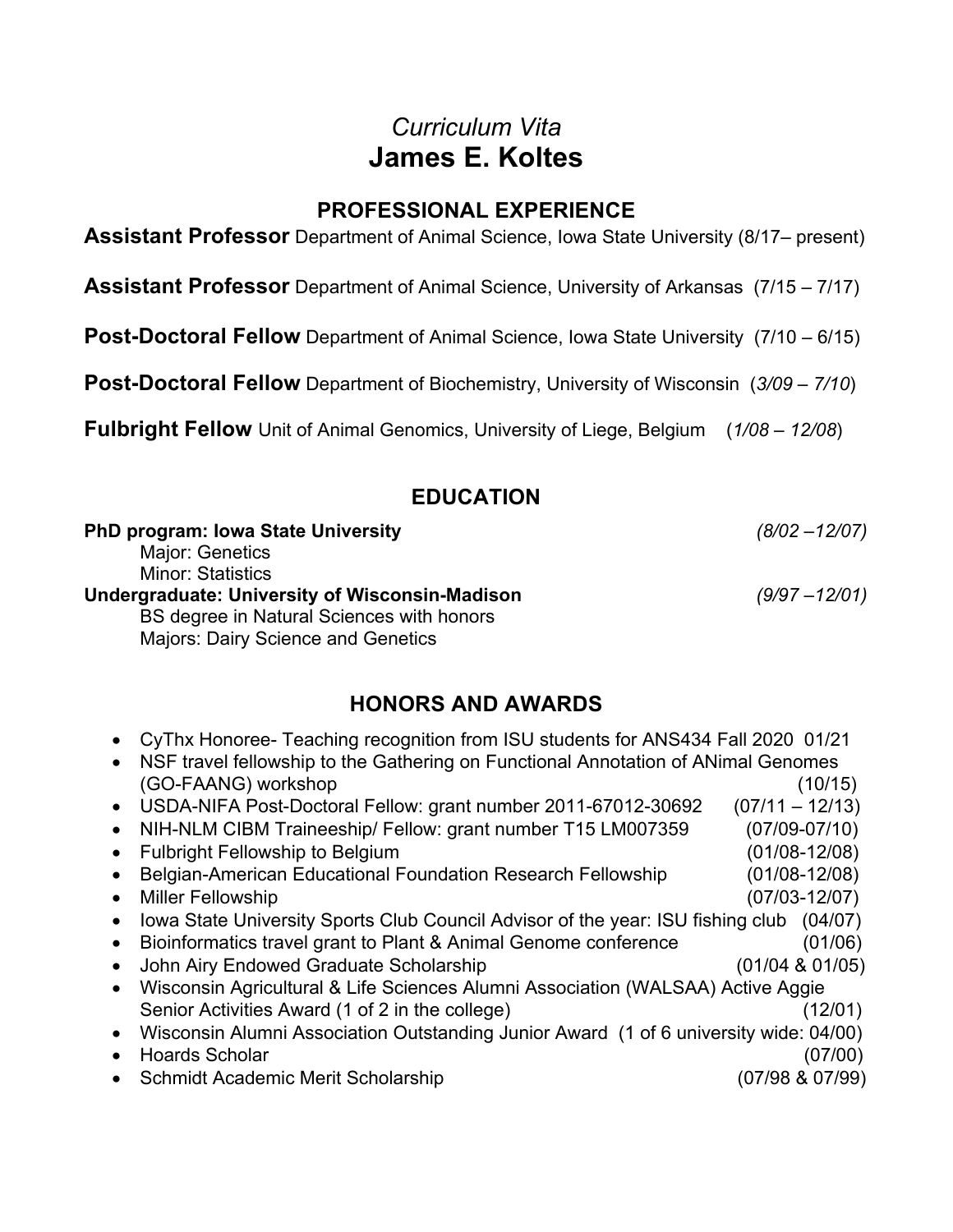# *Curriculum Vita*
# James E. Koltes

## PROFESSIONAL EXPERIENCE

**Assistant Professor** Department of Animal Science, Iowa State University (8/17– present)

**Assistant Professor** Department of Animal Science, University of Arkansas (7/15 – 7/17)

**Post-Doctoral Fellow** Department of Animal Science, Iowa State University (7/10 – 6/15)

**Post-Doctoral Fellow** Department of Biochemistry, University of Wisconsin (*3/09 – 7/10*)

**Fulbright Fellow** Unit of Animal Genomics, University of Liege, Belgium (*1/08 – 12/08*)

## EDUCATION

**PhD program: Iowa State University** *(8/02 –12/07)*
Major: Genetics
Minor: Statistics

**Undergraduate: University of Wisconsin-Madison** *(9/97 –12/01)*
BS degree in Natural Sciences with honors
Majors: Dairy Science and Genetics

## HONORS AND AWARDS

- CyThx Honoree- Teaching recognition from ISU students for ANS434 Fall 2020 01/21
- NSF travel fellowship to the Gathering on Functional Annotation of ANimal Genomes (GO-FAANG) workshop (10/15)
- USDA-NIFA Post-Doctoral Fellow: grant number 2011-67012-30692 (07/11 – 12/13)
- NIH-NLM CIBM Traineeship/ Fellow: grant number T15 LM007359 (07/09-07/10)
- Fulbright Fellowship to Belgium (01/08-12/08)
- Belgian-American Educational Foundation Research Fellowship (01/08-12/08)
- Miller Fellowship (07/03-12/07)
- Iowa State University Sports Club Council Advisor of the year: ISU fishing club (04/07)
- Bioinformatics travel grant to Plant & Animal Genome conference (01/06)
- John Airy Endowed Graduate Scholarship (01/04 & 01/05)
- Wisconsin Agricultural & Life Sciences Alumni Association (WALSAA) Active Aggie Senior Activities Award (1 of 2 in the college) (12/01)
- Wisconsin Alumni Association Outstanding Junior Award (1 of 6 university wide: 04/00)
- Hoards Scholar (07/00)
- Schmidt Academic Merit Scholarship (07/98 & 07/99)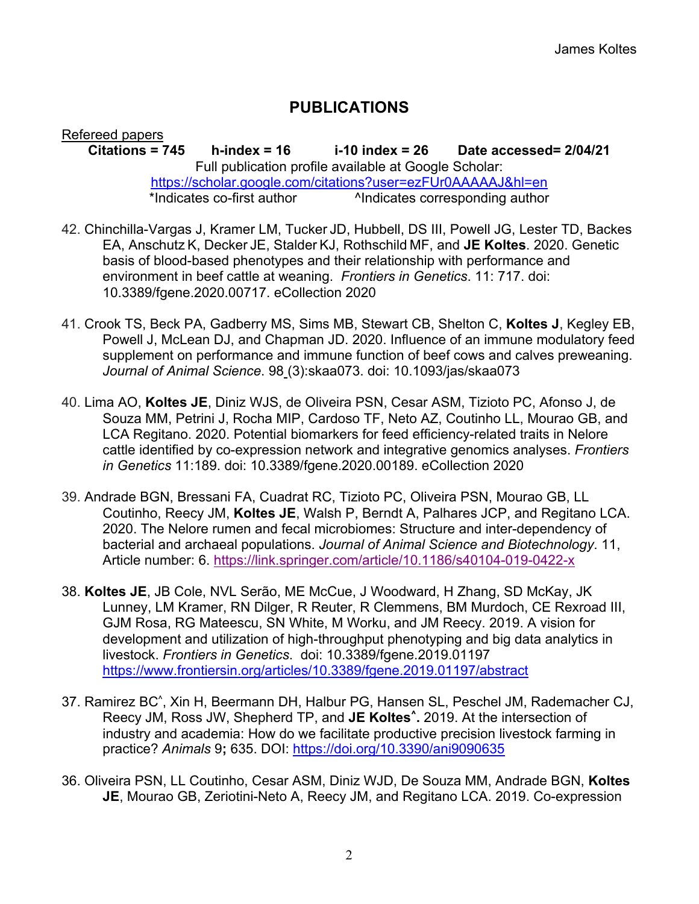## PUBLICATIONS

Refereed papers

**Citations = 745 h-index = 16 i-10 index = 26 Date accessed= 2/04/21**

Full publication profile available at Google Scholar:
https://scholar.google.com/citations?user=ezFUr0AAAAAJ&hl=en

*Indicates co-first author ^Indicates corresponding author

42. Chinchilla-Vargas J, Kramer LM, Tucker JD, Hubbell, DS III, Powell JG, Lester TD, Backes EA, Anschutz K, Decker JE, Stalder KJ, Rothschild MF, and **JE Koltes**. 2020. Genetic basis of blood-based phenotypes and their relationship with performance and environment in beef cattle at weaning. *Frontiers in Genetics*. 11: 717. doi: 10.3389/fgene.2020.00717. eCollection 2020

41. Crook TS, Beck PA, Gadberry MS, Sims MB, Stewart CB, Shelton C, **Koltes J**, Kegley EB, Powell J, McLean DJ, and Chapman JD. 2020. Influence of an immune modulatory feed supplement on performance and immune function of beef cows and calves preweaning. *Journal of Animal Science*. 98 (3):skaa073. doi: 10.1093/jas/skaa073

40. Lima AO, **Koltes JE**, Diniz WJS, de Oliveira PSN, Cesar ASM, Tizioto PC, Afonso J, de Souza MM, Petrini J, Rocha MIP, Cardoso TF, Neto AZ, Coutinho LL, Mourao GB, and LCA Regitano. 2020. Potential biomarkers for feed efficiency-related traits in Nelore cattle identified by co-expression network and integrative genomics analyses. *Frontiers in Genetics* 11:189. doi: 10.3389/fgene.2020.00189. eCollection 2020

39. Andrade BGN, Bressani FA, Cuadrat RC, Tizioto PC, Oliveira PSN, Mourao GB, LL Coutinho, Reecy JM, **Koltes JE**, Walsh P, Berndt A, Palhares JCP, and Regitano LCA. 2020. The Nelore rumen and fecal microbiomes: Structure and inter-dependency of bacterial and archaeal populations. *Journal of Animal Science and Biotechnology*. 11, Article number: 6. https://link.springer.com/article/10.1186/s40104-019-0422-x

38. **Koltes JE**, JB Cole, NVL Serão, ME McCue, J Woodward, H Zhang, SD McKay, JK Lunney, LM Kramer, RN Dilger, R Reuter, R Clemmens, BM Murdoch, CE Rexroad III, GJM Rosa, RG Mateescu, SN White, M Worku, and JM Reecy. 2019. A vision for development and utilization of high-throughput phenotyping and big data analytics in livestock. *Frontiers in Genetics*. doi: 10.3389/fgene.2019.01197 https://www.frontiersin.org/articles/10.3389/fgene.2019.01197/abstract

37. Ramirez BC^, Xin H, Beermann DH, Halbur PG, Hansen SL, Peschel JM, Rademacher CJ, Reecy JM, Ross JW, Shepherd TP, and **JE Koltes^.** 2019. At the intersection of industry and academia: How do we facilitate productive precision livestock farming in practice? *Animals* 9**;** 635. DOI: https://doi.org/10.3390/ani9090635

36. Oliveira PSN, LL Coutinho, Cesar ASM, Diniz WJD, De Souza MM, Andrade BGN, **Koltes JE**, Mourao GB, Zeriotini-Neto A, Reecy JM, and Regitano LCA. 2019. Co-expression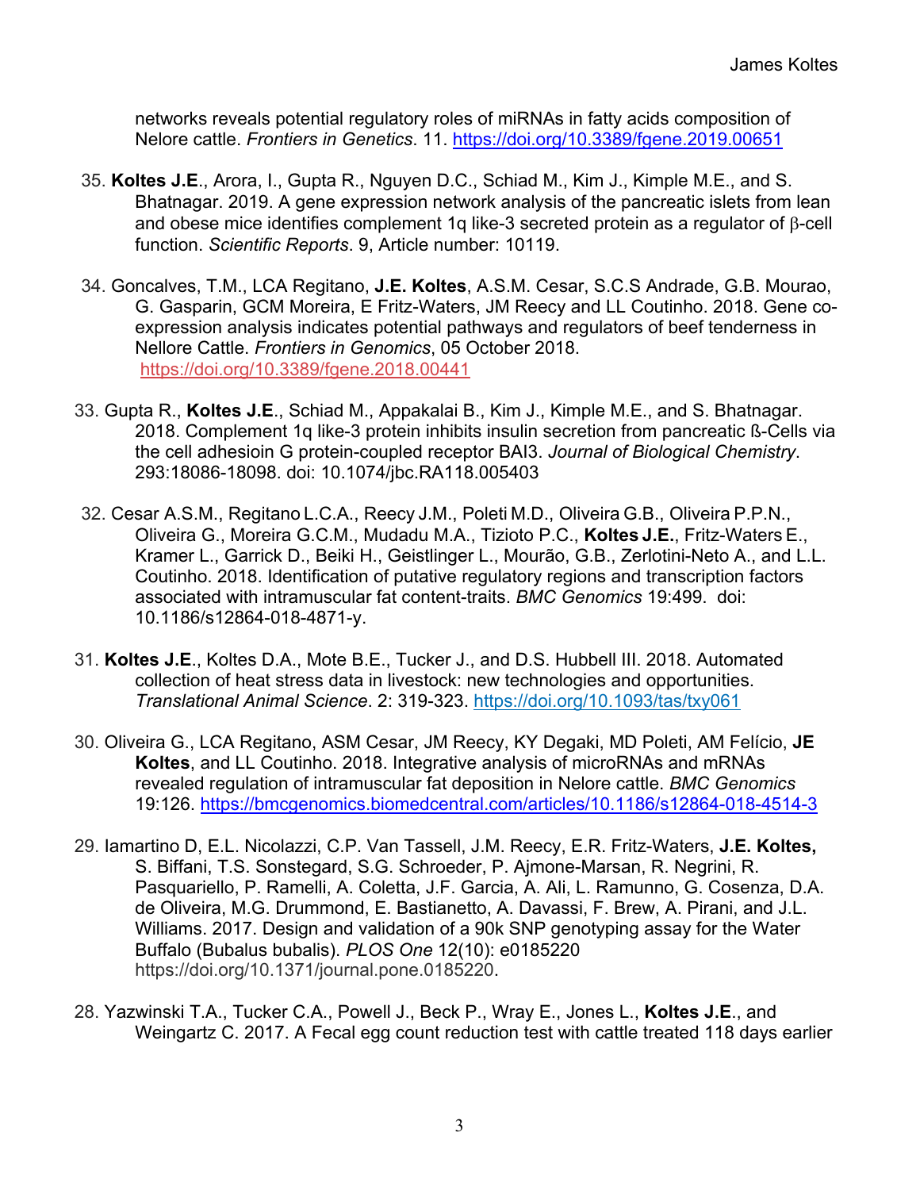networks reveals potential regulatory roles of miRNAs in fatty acids composition of Nelore cattle. *Frontiers in Genetics*. 11. https://doi.org/10.3389/fgene.2019.00651

35. **Koltes J.E**., Arora, I., Gupta R., Nguyen D.C., Schiad M., Kim J., Kimple M.E., and S. Bhatnagar. 2019. A gene expression network analysis of the pancreatic islets from lean and obese mice identifies complement 1q like-3 secreted protein as a regulator of β-cell function. *Scientific Reports*. 9, Article number: 10119.

34. Goncalves, T.M., LCA Regitano, **J.E. Koltes**, A.S.M. Cesar, S.C.S Andrade, G.B. Mourao, G. Gasparin, GCM Moreira, E Fritz-Waters, JM Reecy and LL Coutinho. 2018. Gene co-expression analysis indicates potential pathways and regulators of beef tenderness in Nellore Cattle. *Frontiers in Genomics*, 05 October 2018. https://doi.org/10.3389/fgene.2018.00441

33. Gupta R., **Koltes J.E**., Schiad M., Appakalai B., Kim J., Kimple M.E., and S. Bhatnagar. 2018. Complement 1q like-3 protein inhibits insulin secretion from pancreatic ß-Cells via the cell adhesioin G protein-coupled receptor BAI3. *Journal of Biological Chemistry*. 293:18086-18098. doi: 10.1074/jbc.RA118.005403

32. Cesar A.S.M., Regitano L.C.A., Reecy J.M., Poleti M.D., Oliveira G.B., Oliveira P.P.N., Oliveira G., Moreira G.C.M., Mudadu M.A., Tizioto P.C., **Koltes J.E.**, Fritz-Waters E., Kramer L., Garrick D., Beiki H., Geistlinger L., Mourão, G.B., Zerlotini-Neto A., and L.L. Coutinho. 2018. Identification of putative regulatory regions and transcription factors associated with intramuscular fat content-traits. *BMC Genomics* 19:499. doi: 10.1186/s12864-018-4871-y.

31. **Koltes J.E**., Koltes D.A., Mote B.E., Tucker J., and D.S. Hubbell III. 2018. Automated collection of heat stress data in livestock: new technologies and opportunities. *Translational Animal Science*. 2: 319-323. https://doi.org/10.1093/tas/txy061

30. Oliveira G., LCA Regitano, ASM Cesar, JM Reecy, KY Degaki, MD Poleti, AM Felício, **JE Koltes**, and LL Coutinho. 2018. Integrative analysis of microRNAs and mRNAs revealed regulation of intramuscular fat deposition in Nelore cattle. *BMC Genomics* 19:126. https://bmcgenomics.biomedcentral.com/articles/10.1186/s12864-018-4514-3

29. Iamartino D, E.L. Nicolazzi, C.P. Van Tassell, J.M. Reecy, E.R. Fritz-Waters, **J.E. Koltes,** S. Biffani, T.S. Sonstegard, S.G. Schroeder, P. Ajmone-Marsan, R. Negrini, R. Pasquariello, P. Ramelli, A. Coletta, J.F. Garcia, A. Ali, L. Ramunno, G. Cosenza, D.A. de Oliveira, M.G. Drummond, E. Bastianetto, A. Davassi, F. Brew, A. Pirani, and J.L. Williams. 2017. Design and validation of a 90k SNP genotyping assay for the Water Buffalo (Bubalus bubalis). *PLOS One* 12(10): e0185220 https://doi.org/10.1371/journal.pone.0185220.

28. Yazwinski T.A., Tucker C.A., Powell J., Beck P., Wray E., Jones L., **Koltes J.E**., and Weingartz C. 2017. A Fecal egg count reduction test with cattle treated 118 days earlier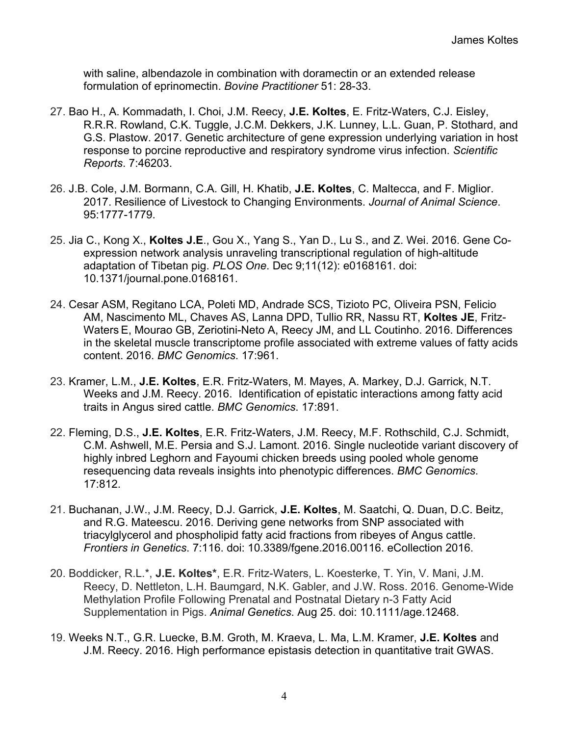with saline, albendazole in combination with doramectin or an extended release formulation of eprinomectin. *Bovine Practitioner* 51: 28-33.

27. Bao H., A. Kommadath, I. Choi, J.M. Reecy, **J.E. Koltes**, E. Fritz-Waters, C.J. Eisley, R.R.R. Rowland, C.K. Tuggle, J.C.M. Dekkers, J.K. Lunney, L.L. Guan, P. Stothard, and G.S. Plastow. 2017. Genetic architecture of gene expression underlying variation in host response to porcine reproductive and respiratory syndrome virus infection. *Scientific Reports*. 7:46203.

26. J.B. Cole, J.M. Bormann, C.A. Gill, H. Khatib, **J.E. Koltes**, C. Maltecca, and F. Miglior. 2017. Resilience of Livestock to Changing Environments. *Journal of Animal Science*. 95:1777-1779.

25. Jia C., Kong X., **Koltes J.E**., Gou X., Yang S., Yan D., Lu S., and Z. Wei. 2016. Gene Co-expression network analysis unraveling transcriptional regulation of high-altitude adaptation of Tibetan pig. *PLOS One*. Dec 9;11(12): e0168161. doi: 10.1371/journal.pone.0168161.

24. Cesar ASM, Regitano LCA, Poleti MD, Andrade SCS, Tizioto PC, Oliveira PSN, Felicio AM, Nascimento ML, Chaves AS, Lanna DPD, Tullio RR, Nassu RT, **Koltes JE**, Fritz-Waters E, Mourao GB, Zeriotini-Neto A, Reecy JM, and LL Coutinho. 2016. Differences in the skeletal muscle transcriptome profile associated with extreme values of fatty acids content. 2016. *BMC Genomics*. 17:961.

23. Kramer, L.M., **J.E. Koltes**, E.R. Fritz-Waters, M. Mayes, A. Markey, D.J. Garrick, N.T. Weeks and J.M. Reecy. 2016. Identification of epistatic interactions among fatty acid traits in Angus sired cattle. *BMC Genomics*. 17:891.

22. Fleming, D.S., **J.E. Koltes**, E.R. Fritz-Waters, J.M. Reecy, M.F. Rothschild, C.J. Schmidt, C.M. Ashwell, M.E. Persia and S.J. Lamont. 2016. Single nucleotide variant discovery of highly inbred Leghorn and Fayoumi chicken breeds using pooled whole genome resequencing data reveals insights into phenotypic differences. *BMC Genomics*. 17:812.

21. Buchanan, J.W., J.M. Reecy, D.J. Garrick, **J.E. Koltes**, M. Saatchi, Q. Duan, D.C. Beitz, and R.G. Mateescu. 2016. Deriving gene networks from SNP associated with triacylglycerol and phospholipid fatty acid fractions from ribeyes of Angus cattle. *Frontiers in Genetics*. 7:116. doi: 10.3389/fgene.2016.00116. eCollection 2016.

20. Boddicker, R.L.*, **J.E. Koltes***, E.R. Fritz-Waters, L. Koesterke, T. Yin, V. Mani, J.M. Reecy, D. Nettleton, L.H. Baumgard, N.K. Gabler, and J.W. Ross. 2016. Genome-Wide Methylation Profile Following Prenatal and Postnatal Dietary n-3 Fatty Acid Supplementation in Pigs. *Animal Genetics*. Aug 25. doi: 10.1111/age.12468.

19. Weeks N.T., G.R. Luecke, B.M. Groth, M. Kraeva, L. Ma, L.M. Kramer, **J.E. Koltes** and J.M. Reecy. 2016. High performance epistasis detection in quantitative trait GWAS.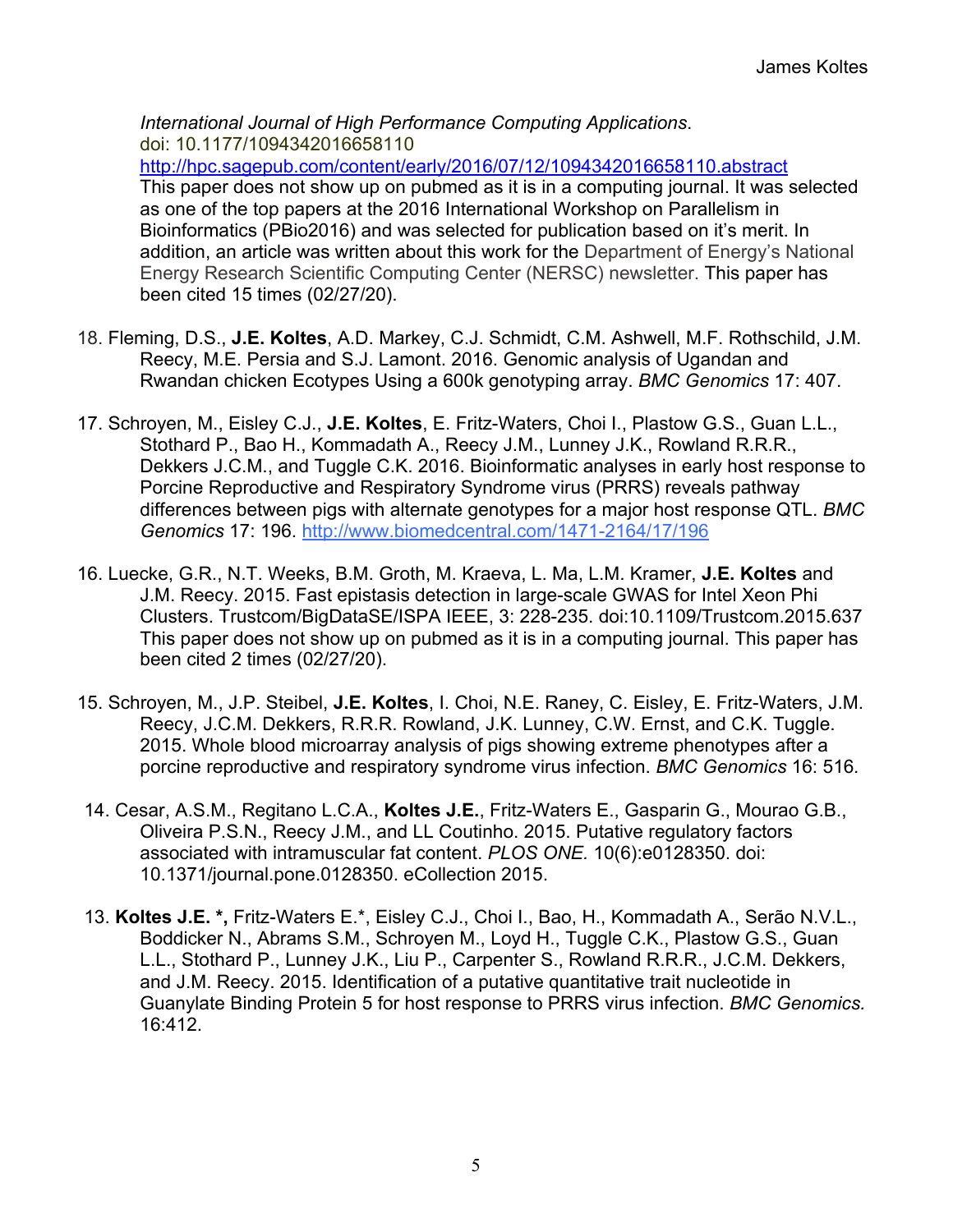*International Journal of High Performance Computing Applications*.
doi: 10.1177/1094342016658110
http://hpc.sagepub.com/content/early/2016/07/12/1094342016658110.abstract
This paper does not show up on pubmed as it is in a computing journal. It was selected as one of the top papers at the 2016 International Workshop on Parallelism in Bioinformatics (PBio2016) and was selected for publication based on it's merit. In addition, an article was written about this work for the Department of Energy's National Energy Research Scientific Computing Center (NERSC) newsletter. This paper has been cited 15 times (02/27/20).

18. Fleming, D.S., **J.E. Koltes**, A.D. Markey, C.J. Schmidt, C.M. Ashwell, M.F. Rothschild, J.M. Reecy, M.E. Persia and S.J. Lamont. 2016. Genomic analysis of Ugandan and Rwandan chicken Ecotypes Using a 600k genotyping array. *BMC Genomics* 17: 407.

17. Schroyen, M., Eisley C.J., **J.E. Koltes**, E. Fritz-Waters, Choi I., Plastow G.S., Guan L.L., Stothard P., Bao H., Kommadath A., Reecy J.M., Lunney J.K., Rowland R.R.R., Dekkers J.C.M., and Tuggle C.K. 2016. Bioinformatic analyses in early host response to Porcine Reproductive and Respiratory Syndrome virus (PRRS) reveals pathway differences between pigs with alternate genotypes for a major host response QTL. *BMC Genomics* 17: 196. http://www.biomedcentral.com/1471-2164/17/196

16. Luecke, G.R., N.T. Weeks, B.M. Groth, M. Kraeva, L. Ma, L.M. Kramer, **J.E. Koltes** and J.M. Reecy. 2015. Fast epistasis detection in large-scale GWAS for Intel Xeon Phi Clusters. Trustcom/BigDataSE/ISPA IEEE, 3: 228-235. doi:10.1109/Trustcom.2015.637 This paper does not show up on pubmed as it is in a computing journal. This paper has been cited 2 times (02/27/20).

15. Schroyen, M., J.P. Steibel, **J.E. Koltes**, I. Choi, N.E. Raney, C. Eisley, E. Fritz-Waters, J.M. Reecy, J.C.M. Dekkers, R.R.R. Rowland, J.K. Lunney, C.W. Ernst, and C.K. Tuggle. 2015. Whole blood microarray analysis of pigs showing extreme phenotypes after a porcine reproductive and respiratory syndrome virus infection. *BMC Genomics* 16: 516.

14. Cesar, A.S.M., Regitano L.C.A., **Koltes J.E.**, Fritz-Waters E., Gasparin G., Mourao G.B., Oliveira P.S.N., Reecy J.M., and LL Coutinho. 2015. Putative regulatory factors associated with intramuscular fat content. *PLOS ONE.* 10(6):e0128350. doi: 10.1371/journal.pone.0128350. eCollection 2015.

13. **Koltes J.E. \*,** Fritz-Waters E.\*, Eisley C.J., Choi I., Bao, H., Kommadath A., Serão N.V.L., Boddicker N., Abrams S.M., Schroyen M., Loyd H., Tuggle C.K., Plastow G.S., Guan L.L., Stothard P., Lunney J.K., Liu P., Carpenter S., Rowland R.R.R., J.C.M. Dekkers, and J.M. Reecy. 2015. Identification of a putative quantitative trait nucleotide in Guanylate Binding Protein 5 for host response to PRRS virus infection. *BMC Genomics.* 16:412.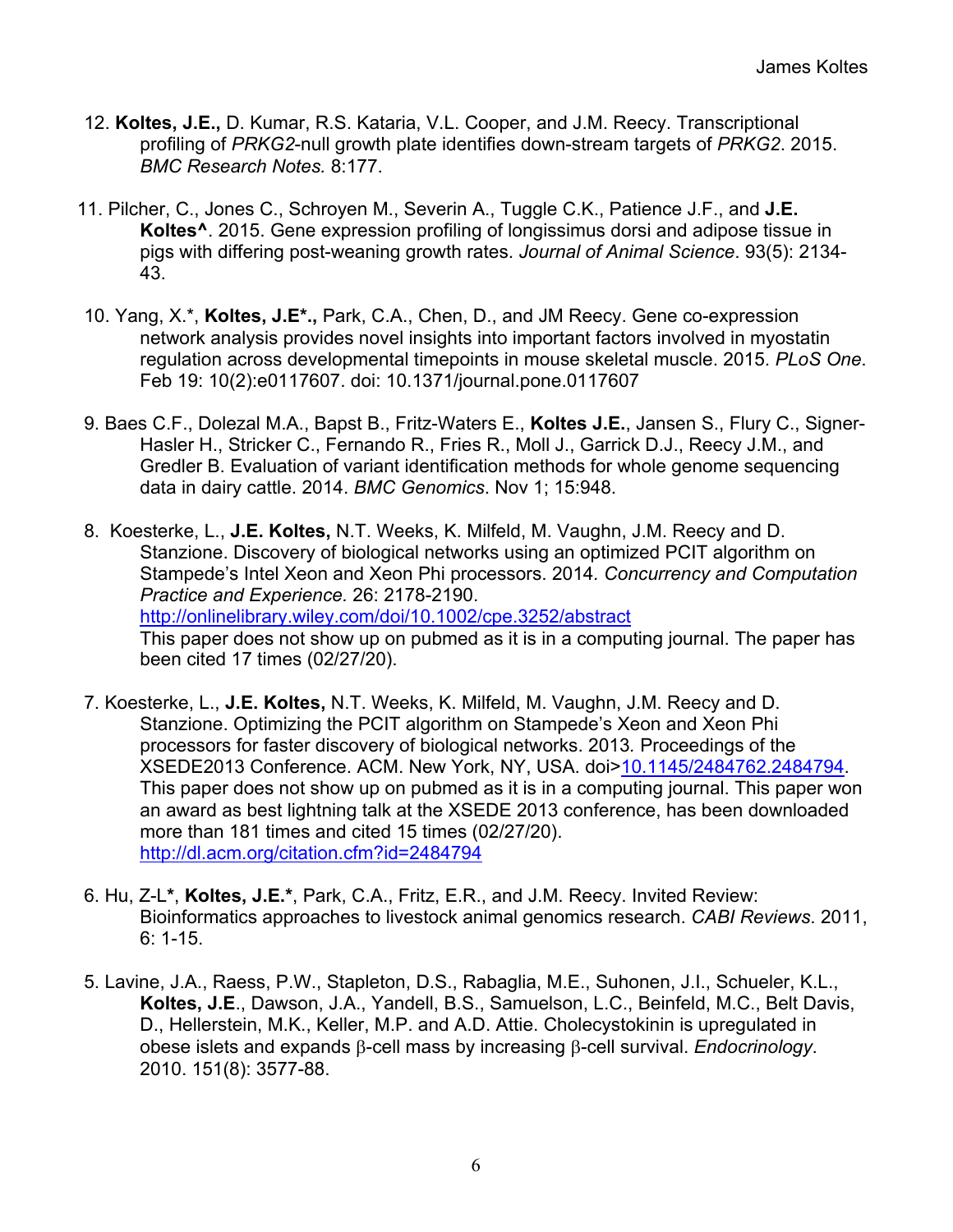12. **Koltes, J.E.,** D. Kumar, R.S. Kataria, V.L. Cooper, and J.M. Reecy. Transcriptional profiling of *PRKG2*-null growth plate identifies down-stream targets of *PRKG2*. 2015. *BMC Research Notes.* 8:177.

11. Pilcher, C., Jones C., Schroyen M., Severin A., Tuggle C.K., Patience J.F., and **J.E. Koltes^**. 2015. Gene expression profiling of longissimus dorsi and adipose tissue in pigs with differing post-weaning growth rates. *Journal of Animal Science*. 93(5): 2134-43.

10. Yang, X.*, **Koltes, J.E*.,** Park, C.A., Chen, D., and JM Reecy. Gene co-expression network analysis provides novel insights into important factors involved in myostatin regulation across developmental timepoints in mouse skeletal muscle. 2015. *PLoS One*. Feb 19: 10(2):e0117607. doi: 10.1371/journal.pone.0117607

9. Baes C.F., Dolezal M.A., Bapst B., Fritz-Waters E., **Koltes J.E.**, Jansen S., Flury C., Signer-Hasler H., Stricker C., Fernando R., Fries R., Moll J., Garrick D.J., Reecy J.M., and Gredler B. Evaluation of variant identification methods for whole genome sequencing data in dairy cattle. 2014. *BMC Genomics*. Nov 1; 15:948.

8. Koesterke, L., **J.E. Koltes,** N.T. Weeks, K. Milfeld, M. Vaughn, J.M. Reecy and D. Stanzione. Discovery of biological networks using an optimized PCIT algorithm on Stampede's Intel Xeon and Xeon Phi processors. 2014. *Concurrency and Computation Practice and Experience.* 26: 2178-2190. http://onlinelibrary.wiley.com/doi/10.1002/cpe.3252/abstract
   This paper does not show up on pubmed as it is in a computing journal. The paper has been cited 17 times (02/27/20).

7. Koesterke, L., **J.E. Koltes,** N.T. Weeks, K. Milfeld, M. Vaughn, J.M. Reecy and D. Stanzione. Optimizing the PCIT algorithm on Stampede's Xeon and Xeon Phi processors for faster discovery of biological networks. 2013. Proceedings of the XSEDE2013 Conference. ACM. New York, NY, USA. doi>10.1145/2484762.2484794. This paper does not show up on pubmed as it is in a computing journal. This paper won an award as best lightning talk at the XSEDE 2013 conference, has been downloaded more than 181 times and cited 15 times (02/27/20). http://dl.acm.org/citation.cfm?id=2484794

6. Hu, Z-L*, **Koltes, J.E.***, Park, C.A., Fritz, E.R., and J.M. Reecy. Invited Review: Bioinformatics approaches to livestock animal genomics research. *CABI Reviews*. 2011, 6: 1-15.

5. Lavine, J.A., Raess, P.W., Stapleton, D.S., Rabaglia, M.E., Suhonen, J.I., Schueler, K.L., **Koltes, J.E**., Dawson, J.A., Yandell, B.S., Samuelson, L.C., Beinfeld, M.C., Belt Davis, D., Hellerstein, M.K., Keller, M.P. and A.D. Attie. Cholecystokinin is upregulated in obese islets and expands $\beta$-cell mass by increasing $\beta$-cell survival. *Endocrinology*. 2010. 151(8): 3577-88.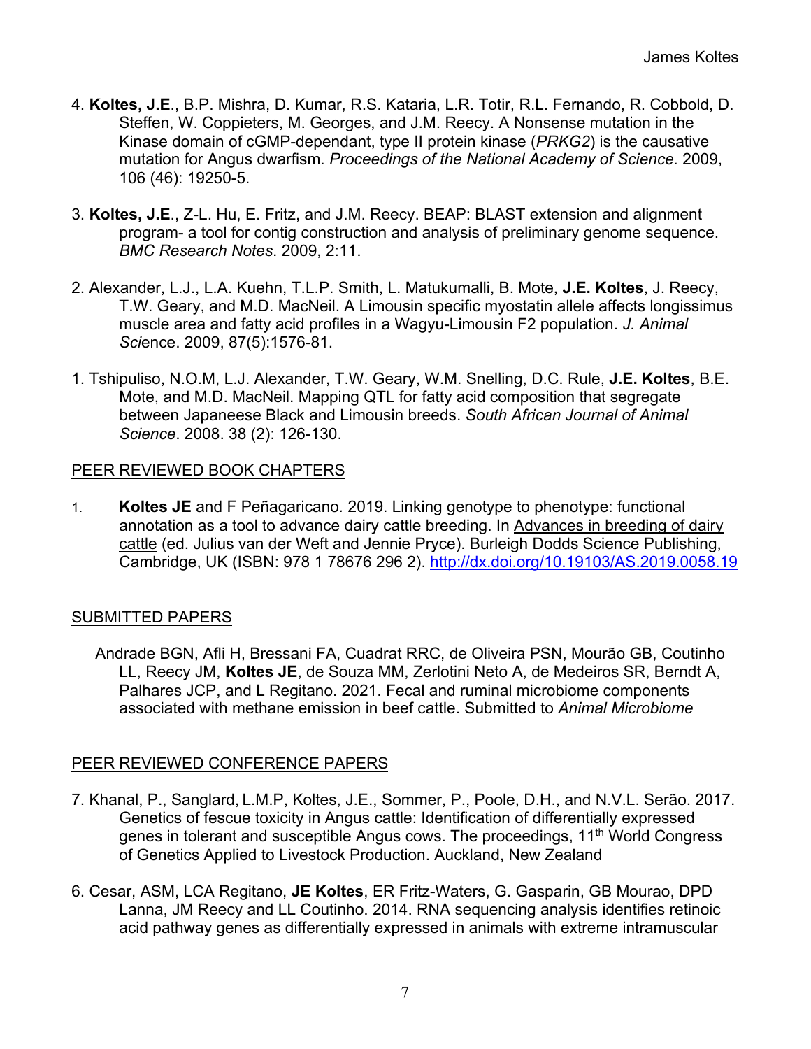4. **Koltes, J.E**., B.P. Mishra, D. Kumar, R.S. Kataria, L.R. Totir, R.L. Fernando, R. Cobbold, D. Steffen, W. Coppieters, M. Georges, and J.M. Reecy. A Nonsense mutation in the Kinase domain of cGMP-dependant, type II protein kinase (*PRKG2*) is the causative mutation for Angus dwarfism. *Proceedings of the National Academy of Science.* 2009, 106 (46): 19250-5.

3. **Koltes, J.E**., Z-L. Hu, E. Fritz, and J.M. Reecy. BEAP: BLAST extension and alignment program- a tool for contig construction and analysis of preliminary genome sequence. *BMC Research Notes*. 2009, 2:11.

2. Alexander, L.J., L.A. Kuehn, T.L.P. Smith, L. Matukumalli, B. Mote, **J.E. Koltes**, J. Reecy, T.W. Geary, and M.D. MacNeil. A Limousin specific myostatin allele affects longissimus muscle area and fatty acid profiles in a Wagyu-Limousin F2 population. *J. Animal Sci*ence. 2009, 87(5):1576-81.

1. Tshipuliso, N.O.M, L.J. Alexander, T.W. Geary, W.M. Snelling, D.C. Rule, **J.E. Koltes**, B.E. Mote, and M.D. MacNeil. Mapping QTL for fatty acid composition that segregate between Japaneese Black and Limousin breeds. *South African Journal of Animal Science*. 2008. 38 (2): 126-130.

## PEER REVIEWED BOOK CHAPTERS

1. **Koltes JE** and F Peñagaricano. 2019. Linking genotype to phenotype: functional annotation as a tool to advance dairy cattle breeding. In Advances in breeding of dairy cattle (ed. Julius van der Weft and Jennie Pryce). Burleigh Dodds Science Publishing, Cambridge, UK (ISBN: 978 1 78676 296 2). http://dx.doi.org/10.19103/AS.2019.0058.19

## SUBMITTED PAPERS

Andrade BGN, Afli H, Bressani FA, Cuadrat RRC, de Oliveira PSN, Mourão GB, Coutinho LL, Reecy JM, **Koltes JE**, de Souza MM, Zerlotini Neto A, de Medeiros SR, Berndt A, Palhares JCP, and L Regitano. 2021. Fecal and ruminal microbiome components associated with methane emission in beef cattle. Submitted to *Animal Microbiome*

## PEER REVIEWED CONFERENCE PAPERS

7. Khanal, P., Sanglard, L.M.P, Koltes, J.E., Sommer, P., Poole, D.H., and N.V.L. Serão. 2017. Genetics of fescue toxicity in Angus cattle: Identification of differentially expressed genes in tolerant and susceptible Angus cows. The proceedings, 11th World Congress of Genetics Applied to Livestock Production. Auckland, New Zealand

6. Cesar, ASM, LCA Regitano, **JE Koltes**, ER Fritz-Waters, G. Gasparin, GB Mourao, DPD Lanna, JM Reecy and LL Coutinho. 2014. RNA sequencing analysis identifies retinoic acid pathway genes as differentially expressed in animals with extreme intramuscular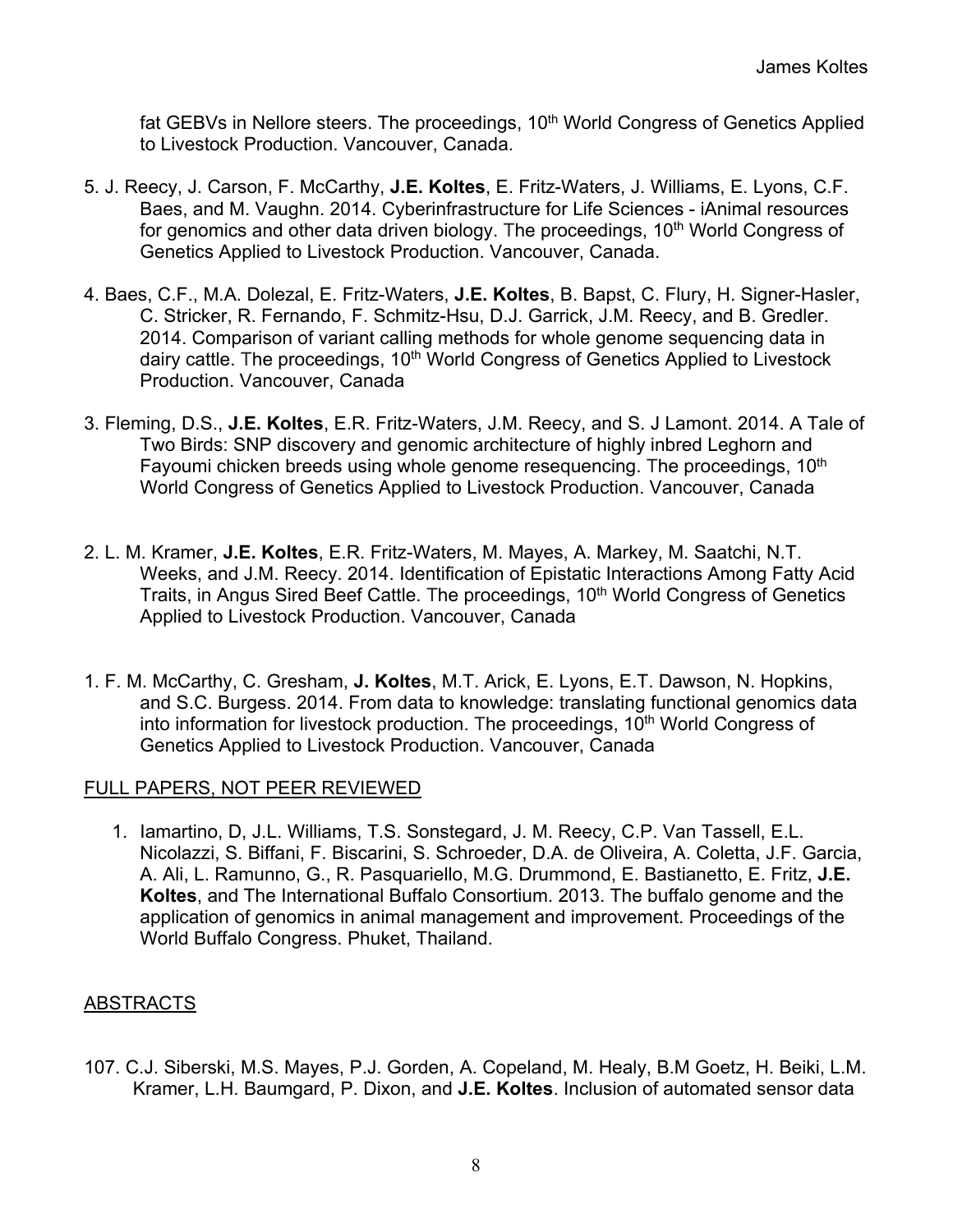fat GEBVs in Nellore steers. The proceedings, 10th World Congress of Genetics Applied to Livestock Production. Vancouver, Canada.

5. J. Reecy, J. Carson, F. McCarthy, **J.E. Koltes**, E. Fritz-Waters, J. Williams, E. Lyons, C.F. Baes, and M. Vaughn. 2014. Cyberinfrastructure for Life Sciences - iAnimal resources for genomics and other data driven biology. The proceedings, 10th World Congress of Genetics Applied to Livestock Production. Vancouver, Canada.

4. Baes, C.F., M.A. Dolezal, E. Fritz-Waters, **J.E. Koltes**, B. Bapst, C. Flury, H. Signer-Hasler, C. Stricker, R. Fernando, F. Schmitz-Hsu, D.J. Garrick, J.M. Reecy, and B. Gredler. 2014. Comparison of variant calling methods for whole genome sequencing data in dairy cattle. The proceedings, 10th World Congress of Genetics Applied to Livestock Production. Vancouver, Canada

3. Fleming, D.S., **J.E. Koltes**, E.R. Fritz-Waters, J.M. Reecy, and S. J Lamont. 2014. A Tale of Two Birds: SNP discovery and genomic architecture of highly inbred Leghorn and Fayoumi chicken breeds using whole genome resequencing. The proceedings, 10th World Congress of Genetics Applied to Livestock Production. Vancouver, Canada

2. L. M. Kramer, **J.E. Koltes**, E.R. Fritz-Waters, M. Mayes, A. Markey, M. Saatchi, N.T. Weeks, and J.M. Reecy. 2014. Identification of Epistatic Interactions Among Fatty Acid Traits, in Angus Sired Beef Cattle. The proceedings, 10th World Congress of Genetics Applied to Livestock Production. Vancouver, Canada

1. F. M. McCarthy, C. Gresham, **J. Koltes**, M.T. Arick, E. Lyons, E.T. Dawson, N. Hopkins, and S.C. Burgess. 2014. From data to knowledge: translating functional genomics data into information for livestock production. The proceedings, 10th World Congress of Genetics Applied to Livestock Production. Vancouver, Canada

## FULL PAPERS, NOT PEER REVIEWED

1. Iamartino, D, J.L. Williams, T.S. Sonstegard, J. M. Reecy, C.P. Van Tassell, E.L. Nicolazzi, S. Biffani, F. Biscarini, S. Schroeder, D.A. de Oliveira, A. Coletta, J.F. Garcia, A. Ali, L. Ramunno, G., R. Pasquariello, M.G. Drummond, E. Bastianetto, E. Fritz, **J.E. Koltes**, and The International Buffalo Consortium. 2013. The buffalo genome and the application of genomics in animal management and improvement. Proceedings of the World Buffalo Congress. Phuket, Thailand.

## ABSTRACTS

107. C.J. Siberski, M.S. Mayes, P.J. Gorden, A. Copeland, M. Healy, B.M Goetz, H. Beiki, L.M. Kramer, L.H. Baumgard, P. Dixon, and **J.E. Koltes**. Inclusion of automated sensor data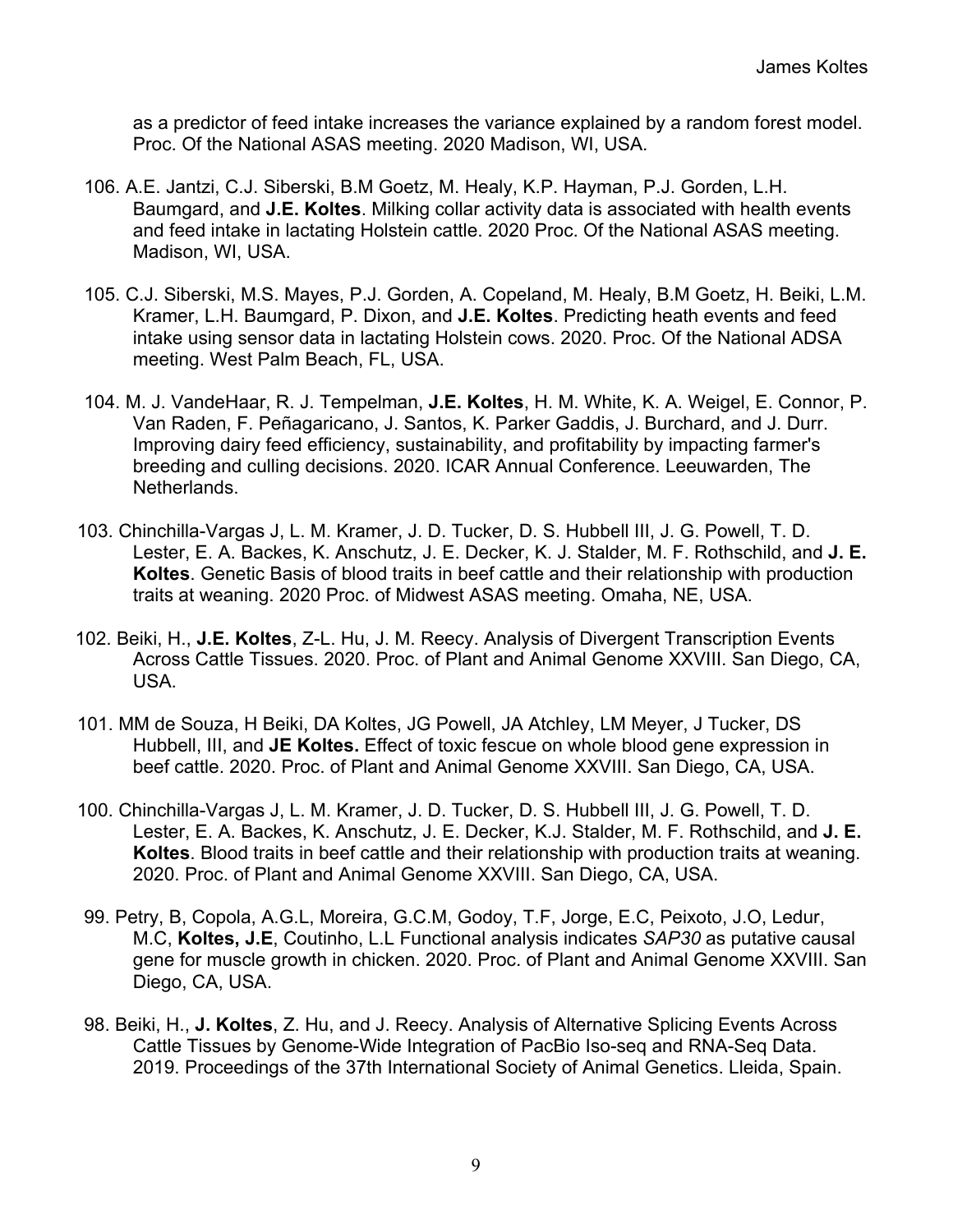as a predictor of feed intake increases the variance explained by a random forest model. Proc. Of the National ASAS meeting. 2020 Madison, WI, USA.

106. A.E. Jantzi, C.J. Siberski, B.M Goetz, M. Healy, K.P. Hayman, P.J. Gorden, L.H. Baumgard, and **J.E. Koltes**. Milking collar activity data is associated with health events and feed intake in lactating Holstein cattle. 2020 Proc. Of the National ASAS meeting. Madison, WI, USA.

105. C.J. Siberski, M.S. Mayes, P.J. Gorden, A. Copeland, M. Healy, B.M Goetz, H. Beiki, L.M. Kramer, L.H. Baumgard, P. Dixon, and **J.E. Koltes**. Predicting heath events and feed intake using sensor data in lactating Holstein cows. 2020. Proc. Of the National ADSA meeting. West Palm Beach, FL, USA.

104. M. J. VandeHaar, R. J. Tempelman, **J.E. Koltes**, H. M. White, K. A. Weigel, E. Connor, P. Van Raden, F. Peñagaricano, J. Santos, K. Parker Gaddis, J. Burchard, and J. Durr. Improving dairy feed efficiency, sustainability, and profitability by impacting farmer's breeding and culling decisions. 2020. ICAR Annual Conference. Leeuwarden, The Netherlands.

103. Chinchilla-Vargas J, L. M. Kramer, J. D. Tucker, D. S. Hubbell III, J. G. Powell, T. D. Lester, E. A. Backes, K. Anschutz, J. E. Decker, K. J. Stalder, M. F. Rothschild, and **J. E. Koltes**. Genetic Basis of blood traits in beef cattle and their relationship with production traits at weaning. 2020 Proc. of Midwest ASAS meeting. Omaha, NE, USA.

102. Beiki, H., **J.E. Koltes**, Z-L. Hu, J. M. Reecy. Analysis of Divergent Transcription Events Across Cattle Tissues. 2020. Proc. of Plant and Animal Genome XXVIII. San Diego, CA, USA.

101. MM de Souza, H Beiki, DA Koltes, JG Powell, JA Atchley, LM Meyer, J Tucker, DS Hubbell, III, and **JE Koltes.** Effect of toxic fescue on whole blood gene expression in beef cattle. 2020. Proc. of Plant and Animal Genome XXVIII. San Diego, CA, USA.

100. Chinchilla-Vargas J, L. M. Kramer, J. D. Tucker, D. S. Hubbell III, J. G. Powell, T. D. Lester, E. A. Backes, K. Anschutz, J. E. Decker, K.J. Stalder, M. F. Rothschild, and **J. E. Koltes**. Blood traits in beef cattle and their relationship with production traits at weaning. 2020. Proc. of Plant and Animal Genome XXVIII. San Diego, CA, USA.

99. Petry, B, Copola, A.G.L, Moreira, G.C.M, Godoy, T.F, Jorge, E.C, Peixoto, J.O, Ledur, M.C, **Koltes, J.E**, Coutinho, L.L Functional analysis indicates *SAP30* as putative causal gene for muscle growth in chicken. 2020. Proc. of Plant and Animal Genome XXVIII. San Diego, CA, USA.

98. Beiki, H., **J. Koltes**, Z. Hu, and J. Reecy. Analysis of Alternative Splicing Events Across Cattle Tissues by Genome-Wide Integration of PacBio Iso-seq and RNA-Seq Data. 2019. Proceedings of the 37th International Society of Animal Genetics. Lleida, Spain.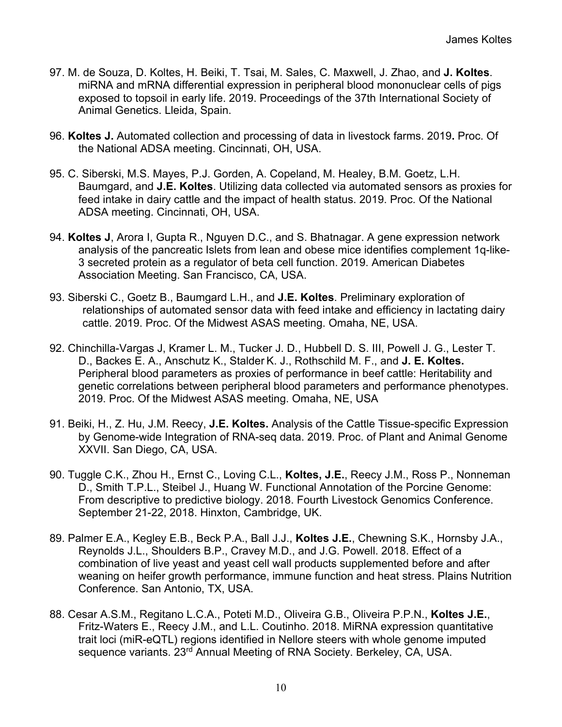97. M. de Souza, D. Koltes, H. Beiki, T. Tsai, M. Sales, C. Maxwell, J. Zhao, and **J. Koltes**. miRNA and mRNA differential expression in peripheral blood mononuclear cells of pigs exposed to topsoil in early life. 2019. Proceedings of the 37th International Society of Animal Genetics. Lleida, Spain.

96. **Koltes J.** Automated collection and processing of data in livestock farms. 2019**.** Proc. Of the National ADSA meeting. Cincinnati, OH, USA.

95. C. Siberski, M.S. Mayes, P.J. Gorden, A. Copeland, M. Healey, B.M. Goetz, L.H. Baumgard, and **J.E. Koltes**. Utilizing data collected via automated sensors as proxies for feed intake in dairy cattle and the impact of health status. 2019. Proc. Of the National ADSA meeting. Cincinnati, OH, USA.

94. **Koltes J**, Arora I, Gupta R., Nguyen D.C., and S. Bhatnagar. A gene expression network analysis of the pancreatic Islets from lean and obese mice identifies complement 1q-like-3 secreted protein as a regulator of beta cell function. 2019. American Diabetes Association Meeting. San Francisco, CA, USA.

93. Siberski C., Goetz B., Baumgard L.H., and **J.E. Koltes**. Preliminary exploration of relationships of automated sensor data with feed intake and efficiency in lactating dairy cattle. 2019. Proc. Of the Midwest ASAS meeting. Omaha, NE, USA.

92. Chinchilla-Vargas J, Kramer L. M., Tucker J. D., Hubbell D. S. III, Powell J. G., Lester T. D., Backes E. A., Anschutz K., Stalder K. J., Rothschild M. F., and **J. E. Koltes.** Peripheral blood parameters as proxies of performance in beef cattle: Heritability and genetic correlations between peripheral blood parameters and performance phenotypes. 2019. Proc. Of the Midwest ASAS meeting. Omaha, NE, USA

91. Beiki, H., Z. Hu, J.M. Reecy, **J.E. Koltes.** Analysis of the Cattle Tissue-specific Expression by Genome-wide Integration of RNA-seq data. 2019. Proc. of Plant and Animal Genome XXVII. San Diego, CA, USA.

90. Tuggle C.K., Zhou H., Ernst C., Loving C.L., **Koltes, J.E.**, Reecy J.M., Ross P., Nonneman D., Smith T.P.L., Steibel J., Huang W. Functional Annotation of the Porcine Genome: From descriptive to predictive biology. 2018. Fourth Livestock Genomics Conference. September 21-22, 2018. Hinxton, Cambridge, UK.

89. Palmer E.A., Kegley E.B., Beck P.A., Ball J.J., **Koltes J.E.**, Chewning S.K., Hornsby J.A., Reynolds J.L., Shoulders B.P., Cravey M.D., and J.G. Powell. 2018. Effect of a combination of live yeast and yeast cell wall products supplemented before and after weaning on heifer growth performance, immune function and heat stress. Plains Nutrition Conference. San Antonio, TX, USA.

88. Cesar A.S.M., Regitano L.C.A., Poteti M.D., Oliveira G.B., Oliveira P.P.N., **Koltes J.E.**, Fritz-Waters E., Reecy J.M., and L.L. Coutinho. 2018. MiRNA expression quantitative trait loci (miR-eQTL) regions identified in Nellore steers with whole genome imputed sequence variants. 23rd Annual Meeting of RNA Society. Berkeley, CA, USA.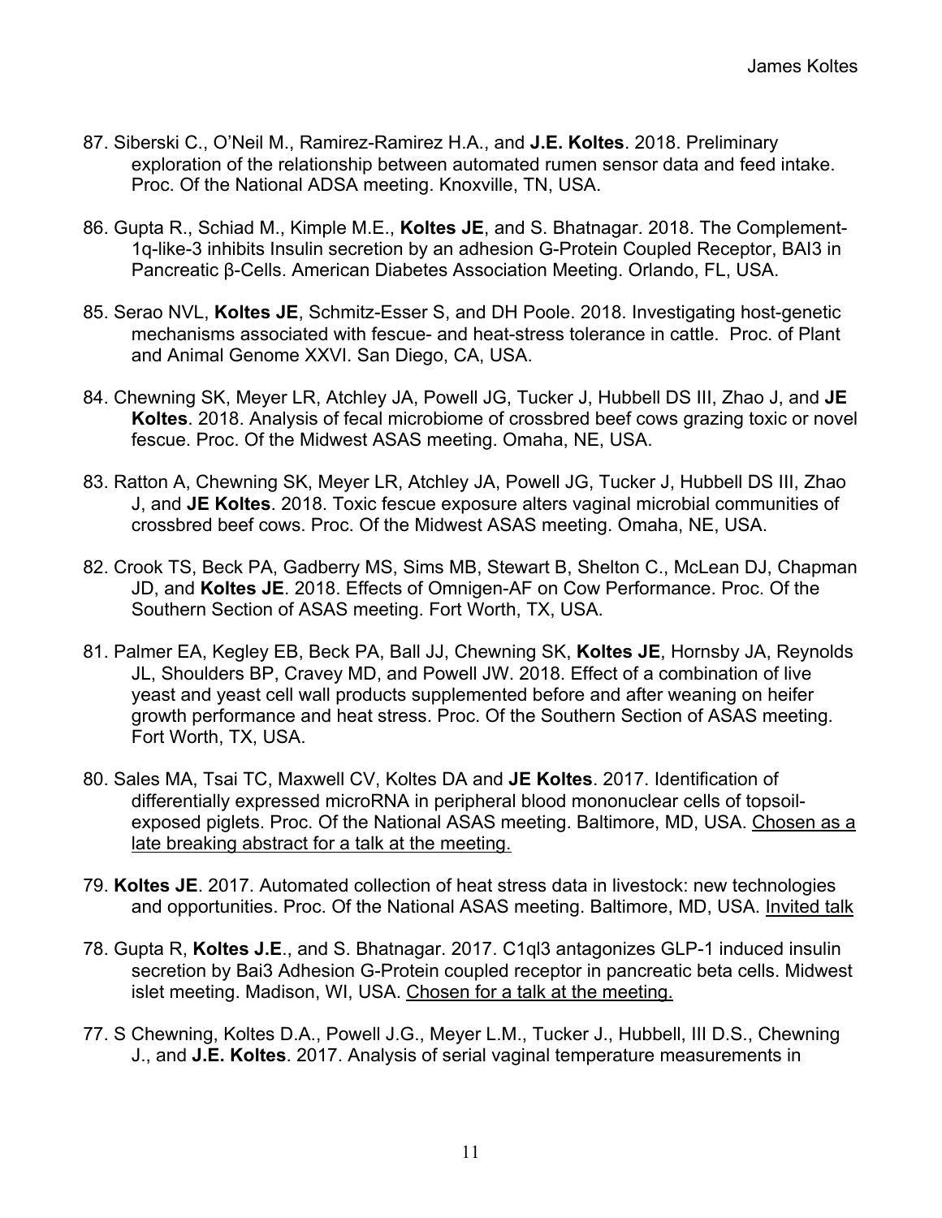87. Siberski C., O'Neil M., Ramirez-Ramirez H.A., and **J.E. Koltes**. 2018. Preliminary exploration of the relationship between automated rumen sensor data and feed intake. Proc. Of the National ADSA meeting. Knoxville, TN, USA.

86. Gupta R., Schiad M., Kimple M.E., **Koltes JE**, and S. Bhatnagar. 2018. The Complement-1q-like-3 inhibits Insulin secretion by an adhesion G-Protein Coupled Receptor, BAI3 in Pancreatic β-Cells. American Diabetes Association Meeting. Orlando, FL, USA.

85. Serao NVL, **Koltes JE**, Schmitz-Esser S, and DH Poole. 2018. Investigating host-genetic mechanisms associated with fescue- and heat-stress tolerance in cattle. Proc. of Plant and Animal Genome XXVI. San Diego, CA, USA.

84. Chewning SK, Meyer LR, Atchley JA, Powell JG, Tucker J, Hubbell DS III, Zhao J, and **JE Koltes**. 2018. Analysis of fecal microbiome of crossbred beef cows grazing toxic or novel fescue. Proc. Of the Midwest ASAS meeting. Omaha, NE, USA.

83. Ratton A, Chewning SK, Meyer LR, Atchley JA, Powell JG, Tucker J, Hubbell DS III, Zhao J, and **JE Koltes**. 2018. Toxic fescue exposure alters vaginal microbial communities of crossbred beef cows. Proc. Of the Midwest ASAS meeting. Omaha, NE, USA.

82. Crook TS, Beck PA, Gadberry MS, Sims MB, Stewart B, Shelton C., McLean DJ, Chapman JD, and **Koltes JE**. 2018. Effects of Omnigen-AF on Cow Performance. Proc. Of the Southern Section of ASAS meeting. Fort Worth, TX, USA.

81. Palmer EA, Kegley EB, Beck PA, Ball JJ, Chewning SK, **Koltes JE**, Hornsby JA, Reynolds JL, Shoulders BP, Cravey MD, and Powell JW. 2018. Effect of a combination of live yeast and yeast cell wall products supplemented before and after weaning on heifer growth performance and heat stress. Proc. Of the Southern Section of ASAS meeting. Fort Worth, TX, USA.

80. Sales MA, Tsai TC, Maxwell CV, Koltes DA and **JE Koltes**. 2017. Identification of differentially expressed microRNA in peripheral blood mononuclear cells of topsoil-exposed piglets. Proc. Of the National ASAS meeting. Baltimore, MD, USA. <u>Chosen as a late breaking abstract for a talk at the meeting.</u>

79. **Koltes JE**. 2017. Automated collection of heat stress data in livestock: new technologies and opportunities. Proc. Of the National ASAS meeting. Baltimore, MD, USA. <u>Invited talk</u>

78. Gupta R, **Koltes J.E**., and S. Bhatnagar. 2017. C1ql3 antagonizes GLP-1 induced insulin secretion by Bai3 Adhesion G-Protein coupled receptor in pancreatic beta cells. Midwest islet meeting. Madison, WI, USA. <u>Chosen for a talk at the meeting.</u>

77. S Chewning, Koltes D.A., Powell J.G., Meyer L.M., Tucker J., Hubbell, III D.S., Chewning J., and **J.E. Koltes**. 2017. Analysis of serial vaginal temperature measurements in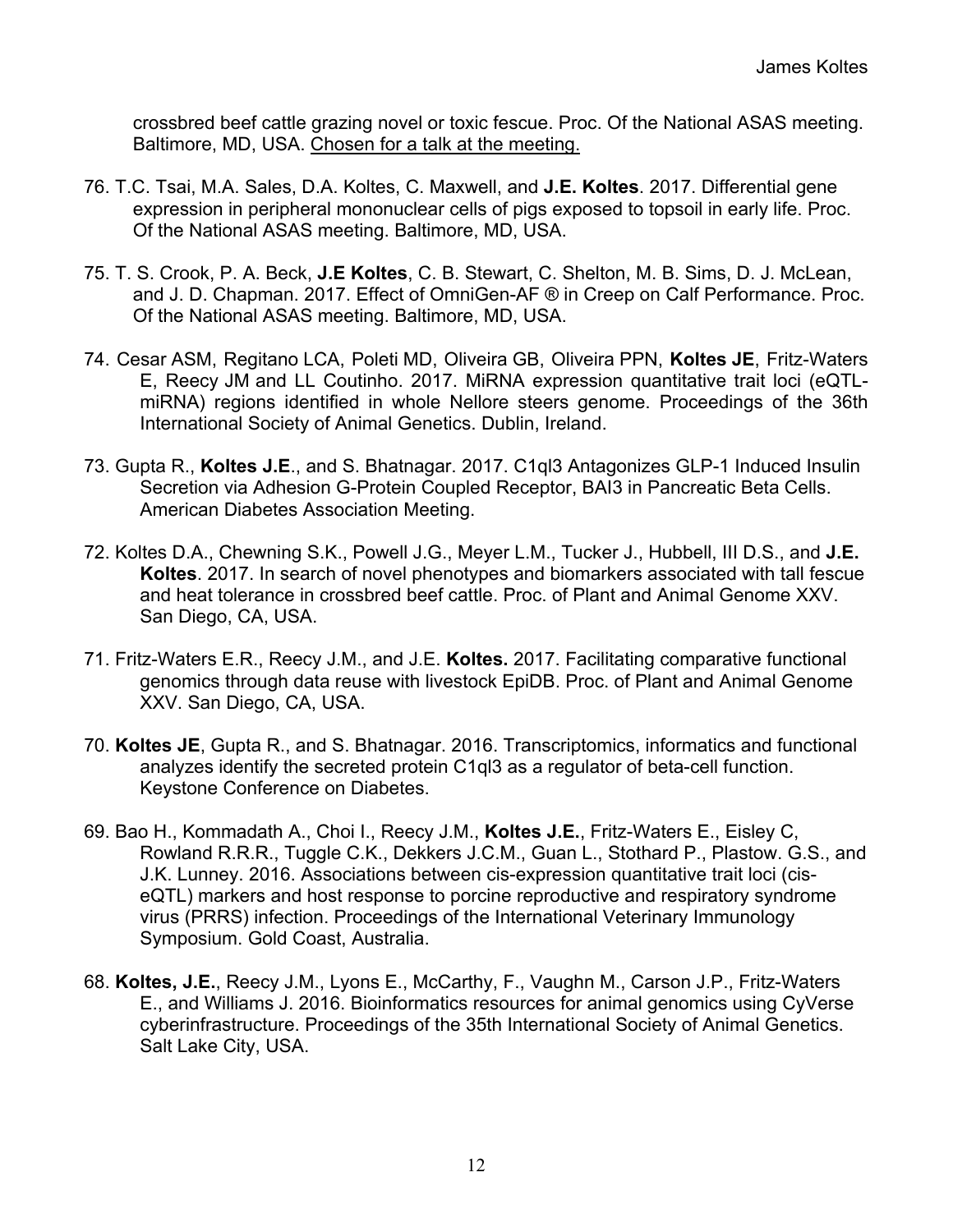crossbred beef cattle grazing novel or toxic fescue. Proc. Of the National ASAS meeting. Baltimore, MD, USA. <u>Chosen for a talk at the meeting.</u>

76. T.C. Tsai, M.A. Sales, D.A. Koltes, C. Maxwell, and **J.E. Koltes**. 2017. Differential gene expression in peripheral mononuclear cells of pigs exposed to topsoil in early life. Proc. Of the National ASAS meeting. Baltimore, MD, USA.

75. T. S. Crook, P. A. Beck, **J.E Koltes**, C. B. Stewart, C. Shelton, M. B. Sims, D. J. McLean, and J. D. Chapman. 2017. Effect of OmniGen-AF ® in Creep on Calf Performance. Proc. Of the National ASAS meeting. Baltimore, MD, USA.

74. Cesar ASM, Regitano LCA, Poleti MD, Oliveira GB, Oliveira PPN, **Koltes JE**, Fritz-Waters E, Reecy JM and LL Coutinho. 2017. MiRNA expression quantitative trait loci (eQTL-miRNA) regions identified in whole Nellore steers genome. Proceedings of the 36th International Society of Animal Genetics. Dublin, Ireland.

73. Gupta R., **Koltes J.E**., and S. Bhatnagar. 2017. C1ql3 Antagonizes GLP-1 Induced Insulin Secretion via Adhesion G-Protein Coupled Receptor, BAI3 in Pancreatic Beta Cells. American Diabetes Association Meeting.

72. Koltes D.A., Chewning S.K., Powell J.G., Meyer L.M., Tucker J., Hubbell, III D.S., and **J.E. Koltes**. 2017. In search of novel phenotypes and biomarkers associated with tall fescue and heat tolerance in crossbred beef cattle. Proc. of Plant and Animal Genome XXV. San Diego, CA, USA.

71. Fritz-Waters E.R., Reecy J.M., and J.E. **Koltes.** 2017. Facilitating comparative functional genomics through data reuse with livestock EpiDB. Proc. of Plant and Animal Genome XXV. San Diego, CA, USA.

70. **Koltes JE**, Gupta R., and S. Bhatnagar. 2016. Transcriptomics, informatics and functional analyzes identify the secreted protein C1ql3 as a regulator of beta-cell function. Keystone Conference on Diabetes.

69. Bao H., Kommadath A., Choi I., Reecy J.M., **Koltes J.E.**, Fritz-Waters E., Eisley C, Rowland R.R.R., Tuggle C.K., Dekkers J.C.M., Guan L., Stothard P., Plastow. G.S., and J.K. Lunney. 2016. Associations between cis-expression quantitative trait loci (cis-eQTL) markers and host response to porcine reproductive and respiratory syndrome virus (PRRS) infection. Proceedings of the International Veterinary Immunology Symposium. Gold Coast, Australia.

68. **Koltes, J.E.**, Reecy J.M., Lyons E., McCarthy, F., Vaughn M., Carson J.P., Fritz-Waters E., and Williams J. 2016. Bioinformatics resources for animal genomics using CyVerse cyberinfrastructure. Proceedings of the 35th International Society of Animal Genetics. Salt Lake City, USA.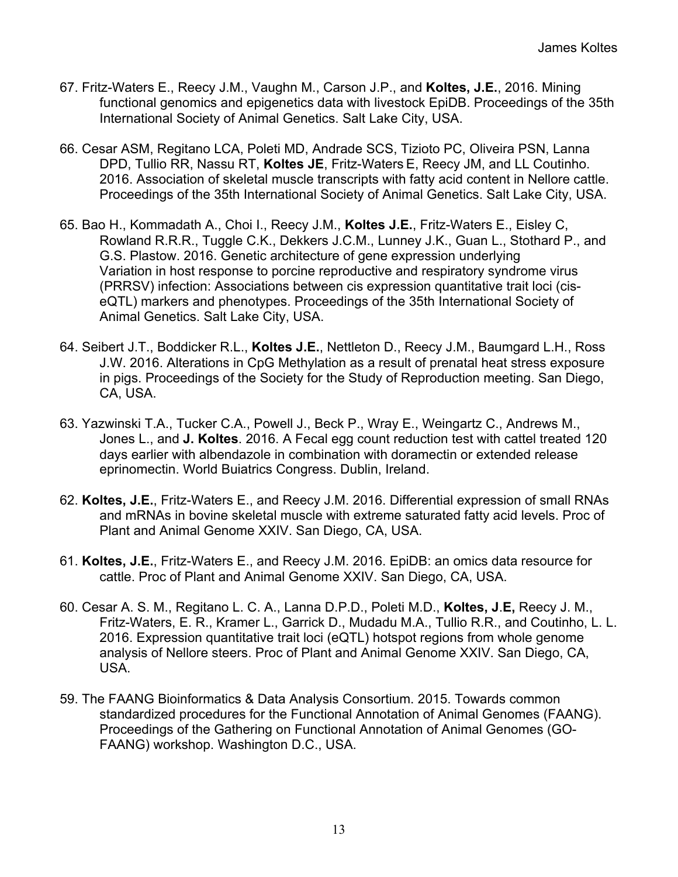67. Fritz-Waters E., Reecy J.M., Vaughn M., Carson J.P., and **Koltes, J.E.**, 2016. Mining functional genomics and epigenetics data with livestock EpiDB. Proceedings of the 35th International Society of Animal Genetics. Salt Lake City, USA.

66. Cesar ASM, Regitano LCA, Poleti MD, Andrade SCS, Tizioto PC, Oliveira PSN, Lanna DPD, Tullio RR, Nassu RT, **Koltes JE**, Fritz-Waters E, Reecy JM, and LL Coutinho. 2016. Association of skeletal muscle transcripts with fatty acid content in Nellore cattle. Proceedings of the 35th International Society of Animal Genetics. Salt Lake City, USA.

65. Bao H., Kommadath A., Choi I., Reecy J.M., **Koltes J.E.**, Fritz-Waters E., Eisley C, Rowland R.R.R., Tuggle C.K., Dekkers J.C.M., Lunney J.K., Guan L., Stothard P., and G.S. Plastow. 2016. Genetic architecture of gene expression underlying Variation in host response to porcine reproductive and respiratory syndrome virus (PRRSV) infection: Associations between cis expression quantitative trait loci (cis-eQTL) markers and phenotypes. Proceedings of the 35th International Society of Animal Genetics. Salt Lake City, USA.

64. Seibert J.T., Boddicker R.L., **Koltes J.E.**, Nettleton D., Reecy J.M., Baumgard L.H., Ross J.W. 2016. Alterations in CpG Methylation as a result of prenatal heat stress exposure in pigs. Proceedings of the Society for the Study of Reproduction meeting. San Diego, CA, USA.

63. Yazwinski T.A., Tucker C.A., Powell J., Beck P., Wray E., Weingartz C., Andrews M., Jones L., and **J. Koltes**. 2016. A Fecal egg count reduction test with cattel treated 120 days earlier with albendazole in combination with doramectin or extended release eprinomectin. World Buiatrics Congress. Dublin, Ireland.

62. **Koltes, J.E.**, Fritz-Waters E., and Reecy J.M. 2016. Differential expression of small RNAs and mRNAs in bovine skeletal muscle with extreme saturated fatty acid levels. Proc of Plant and Animal Genome XXIV. San Diego, CA, USA.

61. **Koltes, J.E.**, Fritz-Waters E., and Reecy J.M. 2016. EpiDB: an omics data resource for cattle. Proc of Plant and Animal Genome XXIV. San Diego, CA, USA.

60. Cesar A. S. M., Regitano L. C. A., Lanna D.P.D., Poleti M.D., **Koltes, J**.**E,** Reecy J. M., Fritz-Waters, E. R., Kramer L., Garrick D., Mudadu M.A., Tullio R.R., and Coutinho, L. L. 2016. Expression quantitative trait loci (eQTL) hotspot regions from whole genome analysis of Nellore steers. Proc of Plant and Animal Genome XXIV. San Diego, CA, USA.

59. The FAANG Bioinformatics & Data Analysis Consortium. 2015. Towards common standardized procedures for the Functional Annotation of Animal Genomes (FAANG). Proceedings of the Gathering on Functional Annotation of Animal Genomes (GO-FAANG) workshop. Washington D.C., USA.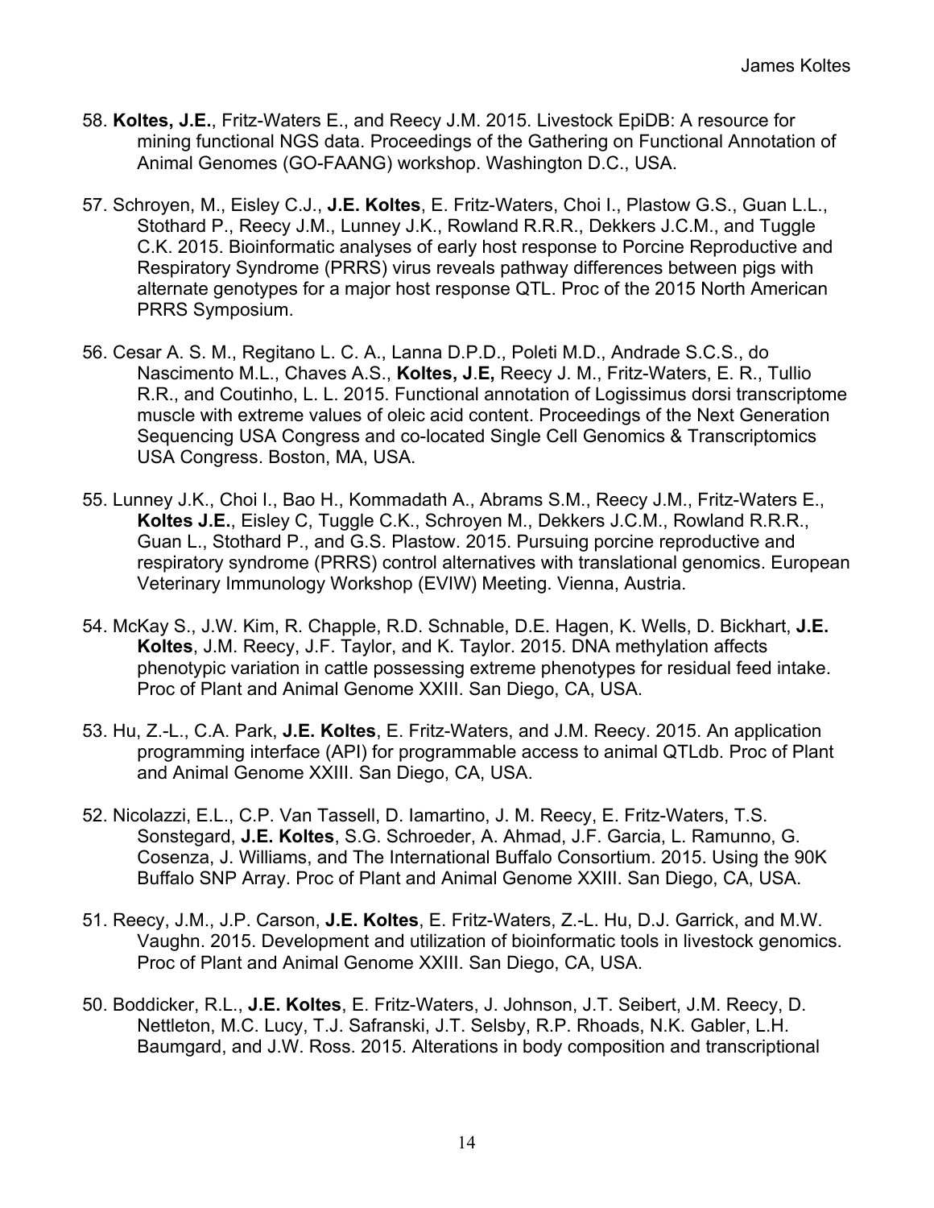58. **Koltes, J.E.**, Fritz-Waters E., and Reecy J.M. 2015. Livestock EpiDB: A resource for mining functional NGS data. Proceedings of the Gathering on Functional Annotation of Animal Genomes (GO-FAANG) workshop. Washington D.C., USA.

57. Schroyen, M., Eisley C.J., **J.E. Koltes**, E. Fritz-Waters, Choi I., Plastow G.S., Guan L.L., Stothard P., Reecy J.M., Lunney J.K., Rowland R.R.R., Dekkers J.C.M., and Tuggle C.K. 2015. Bioinformatic analyses of early host response to Porcine Reproductive and Respiratory Syndrome (PRRS) virus reveals pathway differences between pigs with alternate genotypes for a major host response QTL. Proc of the 2015 North American PRRS Symposium.

56. Cesar A. S. M., Regitano L. C. A., Lanna D.P.D., Poleti M.D., Andrade S.C.S., do Nascimento M.L., Chaves A.S., **Koltes, J.E,** Reecy J. M., Fritz-Waters, E. R., Tullio R.R., and Coutinho, L. L. 2015. Functional annotation of Logissimus dorsi transcriptome muscle with extreme values of oleic acid content. Proceedings of the Next Generation Sequencing USA Congress and co-located Single Cell Genomics & Transcriptomics USA Congress. Boston, MA, USA.

55. Lunney J.K., Choi I., Bao H., Kommadath A., Abrams S.M., Reecy J.M., Fritz-Waters E., **Koltes J.E.**, Eisley C, Tuggle C.K., Schroyen M., Dekkers J.C.M., Rowland R.R.R., Guan L., Stothard P., and G.S. Plastow. 2015. Pursuing porcine reproductive and respiratory syndrome (PRRS) control alternatives with translational genomics. European Veterinary Immunology Workshop (EVIW) Meeting. Vienna, Austria.

54. McKay S., J.W. Kim, R. Chapple, R.D. Schnable, D.E. Hagen, K. Wells, D. Bickhart, **J.E. Koltes**, J.M. Reecy, J.F. Taylor, and K. Taylor. 2015. DNA methylation affects phenotypic variation in cattle possessing extreme phenotypes for residual feed intake. Proc of Plant and Animal Genome XXIII. San Diego, CA, USA.

53. Hu, Z.-L., C.A. Park, **J.E. Koltes**, E. Fritz-Waters, and J.M. Reecy. 2015. An application programming interface (API) for programmable access to animal QTLdb. Proc of Plant and Animal Genome XXIII. San Diego, CA, USA.

52. Nicolazzi, E.L., C.P. Van Tassell, D. Iamartino, J. M. Reecy, E. Fritz-Waters, T.S. Sonstegard, **J.E. Koltes**, S.G. Schroeder, A. Ahmad, J.F. Garcia, L. Ramunno, G. Cosenza, J. Williams, and The International Buffalo Consortium. 2015. Using the 90K Buffalo SNP Array. Proc of Plant and Animal Genome XXIII. San Diego, CA, USA.

51. Reecy, J.M., J.P. Carson, **J.E. Koltes**, E. Fritz-Waters, Z.-L. Hu, D.J. Garrick, and M.W. Vaughn. 2015. Development and utilization of bioinformatic tools in livestock genomics. Proc of Plant and Animal Genome XXIII. San Diego, CA, USA.

50. Boddicker, R.L., **J.E. Koltes**, E. Fritz-Waters, J. Johnson, J.T. Seibert, J.M. Reecy, D. Nettleton, M.C. Lucy, T.J. Safranski, J.T. Selsby, R.P. Rhoads, N.K. Gabler, L.H. Baumgard, and J.W. Ross. 2015. Alterations in body composition and transcriptional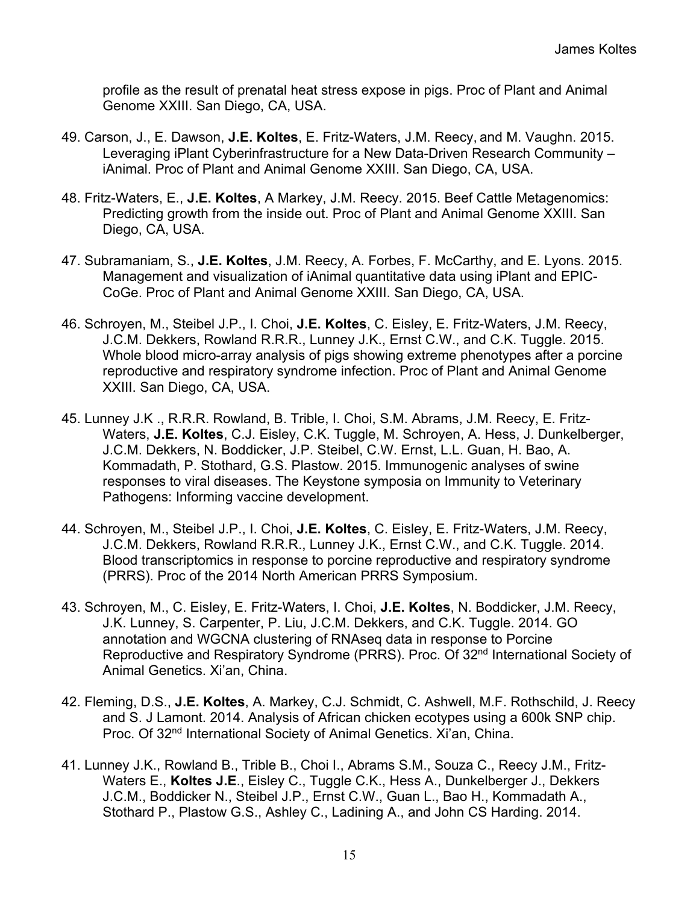profile as the result of prenatal heat stress expose in pigs. Proc of Plant and Animal Genome XXIII. San Diego, CA, USA.

49. Carson, J., E. Dawson, **J.E. Koltes**, E. Fritz-Waters, J.M. Reecy, and M. Vaughn. 2015. Leveraging iPlant Cyberinfrastructure for a New Data-Driven Research Community – iAnimal. Proc of Plant and Animal Genome XXIII. San Diego, CA, USA.

48. Fritz-Waters, E., **J.E. Koltes**, A Markey, J.M. Reecy. 2015. Beef Cattle Metagenomics: Predicting growth from the inside out. Proc of Plant and Animal Genome XXIII. San Diego, CA, USA.

47. Subramaniam, S., **J.E. Koltes**, J.M. Reecy, A. Forbes, F. McCarthy, and E. Lyons. 2015. Management and visualization of iAnimal quantitative data using iPlant and EPIC-CoGe. Proc of Plant and Animal Genome XXIII. San Diego, CA, USA.

46. Schroyen, M., Steibel J.P., I. Choi, **J.E. Koltes**, C. Eisley, E. Fritz-Waters, J.M. Reecy, J.C.M. Dekkers, Rowland R.R.R., Lunney J.K., Ernst C.W., and C.K. Tuggle. 2015. Whole blood micro-array analysis of pigs showing extreme phenotypes after a porcine reproductive and respiratory syndrome infection. Proc of Plant and Animal Genome XXIII. San Diego, CA, USA.

45. Lunney J.K ., R.R.R. Rowland, B. Trible, I. Choi, S.M. Abrams, J.M. Reecy, E. Fritz-Waters, **J.E. Koltes**, C.J. Eisley, C.K. Tuggle, M. Schroyen, A. Hess, J. Dunkelberger, J.C.M. Dekkers, N. Boddicker, J.P. Steibel, C.W. Ernst, L.L. Guan, H. Bao, A. Kommadath, P. Stothard, G.S. Plastow. 2015. Immunogenic analyses of swine responses to viral diseases. The Keystone symposia on Immunity to Veterinary Pathogens: Informing vaccine development.

44. Schroyen, M., Steibel J.P., I. Choi, **J.E. Koltes**, C. Eisley, E. Fritz-Waters, J.M. Reecy, J.C.M. Dekkers, Rowland R.R.R., Lunney J.K., Ernst C.W., and C.K. Tuggle. 2014. Blood transcriptomics in response to porcine reproductive and respiratory syndrome (PRRS). Proc of the 2014 North American PRRS Symposium.

43. Schroyen, M., C. Eisley, E. Fritz-Waters, I. Choi, **J.E. Koltes**, N. Boddicker, J.M. Reecy, J.K. Lunney, S. Carpenter, P. Liu, J.C.M. Dekkers, and C.K. Tuggle. 2014. GO annotation and WGCNA clustering of RNAseq data in response to Porcine Reproductive and Respiratory Syndrome (PRRS). Proc. Of 32nd International Society of Animal Genetics. Xi'an, China.

42. Fleming, D.S., **J.E. Koltes**, A. Markey, C.J. Schmidt, C. Ashwell, M.F. Rothschild, J. Reecy and S. J Lamont. 2014. Analysis of African chicken ecotypes using a 600k SNP chip. Proc. Of 32nd International Society of Animal Genetics. Xi'an, China.

41. Lunney J.K., Rowland B., Trible B., Choi I., Abrams S.M., Souza C., Reecy J.M., Fritz-Waters E., **Koltes J.E**., Eisley C., Tuggle C.K., Hess A., Dunkelberger J., Dekkers J.C.M., Boddicker N., Steibel J.P., Ernst C.W., Guan L., Bao H., Kommadath A., Stothard P., Plastow G.S., Ashley C., Ladining A., and John CS Harding. 2014.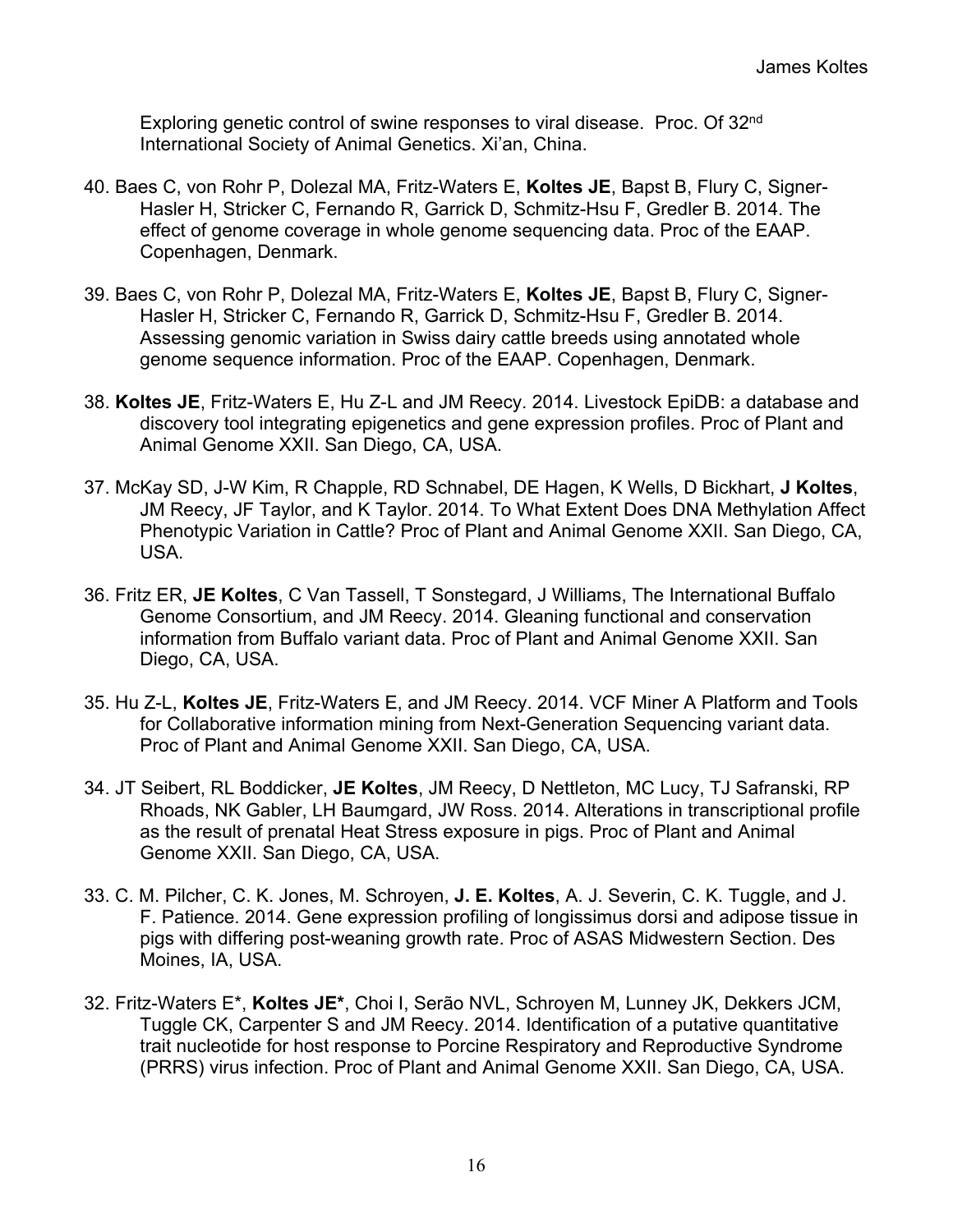Exploring genetic control of swine responses to viral disease. Proc. Of 32[nd] International Society of Animal Genetics. Xi'an, China.

40. Baes C, von Rohr P, Dolezal MA, Fritz-Waters E, **Koltes JE**, Bapst B, Flury C, Signer-Hasler H, Stricker C, Fernando R, Garrick D, Schmitz-Hsu F, Gredler B. 2014. The effect of genome coverage in whole genome sequencing data. Proc of the EAAP. Copenhagen, Denmark.

39. Baes C, von Rohr P, Dolezal MA, Fritz-Waters E, **Koltes JE**, Bapst B, Flury C, Signer-Hasler H, Stricker C, Fernando R, Garrick D, Schmitz-Hsu F, Gredler B. 2014. Assessing genomic variation in Swiss dairy cattle breeds using annotated whole genome sequence information. Proc of the EAAP. Copenhagen, Denmark.

38. **Koltes JE**, Fritz-Waters E, Hu Z-L and JM Reecy. 2014. Livestock EpiDB: a database and discovery tool integrating epigenetics and gene expression profiles. Proc of Plant and Animal Genome XXII. San Diego, CA, USA.

37. McKay SD, J-W Kim, R Chapple, RD Schnabel, DE Hagen, K Wells, D Bickhart, **J Koltes**, JM Reecy, JF Taylor, and K Taylor. 2014. To What Extent Does DNA Methylation Affect Phenotypic Variation in Cattle? Proc of Plant and Animal Genome XXII. San Diego, CA, USA.

36. Fritz ER, **JE Koltes**, C Van Tassell, T Sonstegard, J Williams, The International Buffalo Genome Consortium, and JM Reecy. 2014. Gleaning functional and conservation information from Buffalo variant data. Proc of Plant and Animal Genome XXII. San Diego, CA, USA.

35. Hu Z-L, **Koltes JE**, Fritz-Waters E, and JM Reecy. 2014. VCF Miner A Platform and Tools for Collaborative information mining from Next-Generation Sequencing variant data. Proc of Plant and Animal Genome XXII. San Diego, CA, USA.

34. JT Seibert, RL Boddicker, **JE Koltes**, JM Reecy, D Nettleton, MC Lucy, TJ Safranski, RP Rhoads, NK Gabler, LH Baumgard, JW Ross. 2014. Alterations in transcriptional profile as the result of prenatal Heat Stress exposure in pigs. Proc of Plant and Animal Genome XXII. San Diego, CA, USA.

33. C. M. Pilcher, C. K. Jones, M. Schroyen, **J. E. Koltes**, A. J. Severin, C. K. Tuggle, and J. F. Patience. 2014. Gene expression profiling of longissimus dorsi and adipose tissue in pigs with differing post-weaning growth rate. Proc of ASAS Midwestern Section. Des Moines, IA, USA.

32. Fritz-Waters E*, **Koltes JE***, Choi I, Serão NVL, Schroyen M, Lunney JK, Dekkers JCM, Tuggle CK, Carpenter S and JM Reecy. 2014. Identification of a putative quantitative trait nucleotide for host response to Porcine Respiratory and Reproductive Syndrome (PRRS) virus infection. Proc of Plant and Animal Genome XXII. San Diego, CA, USA.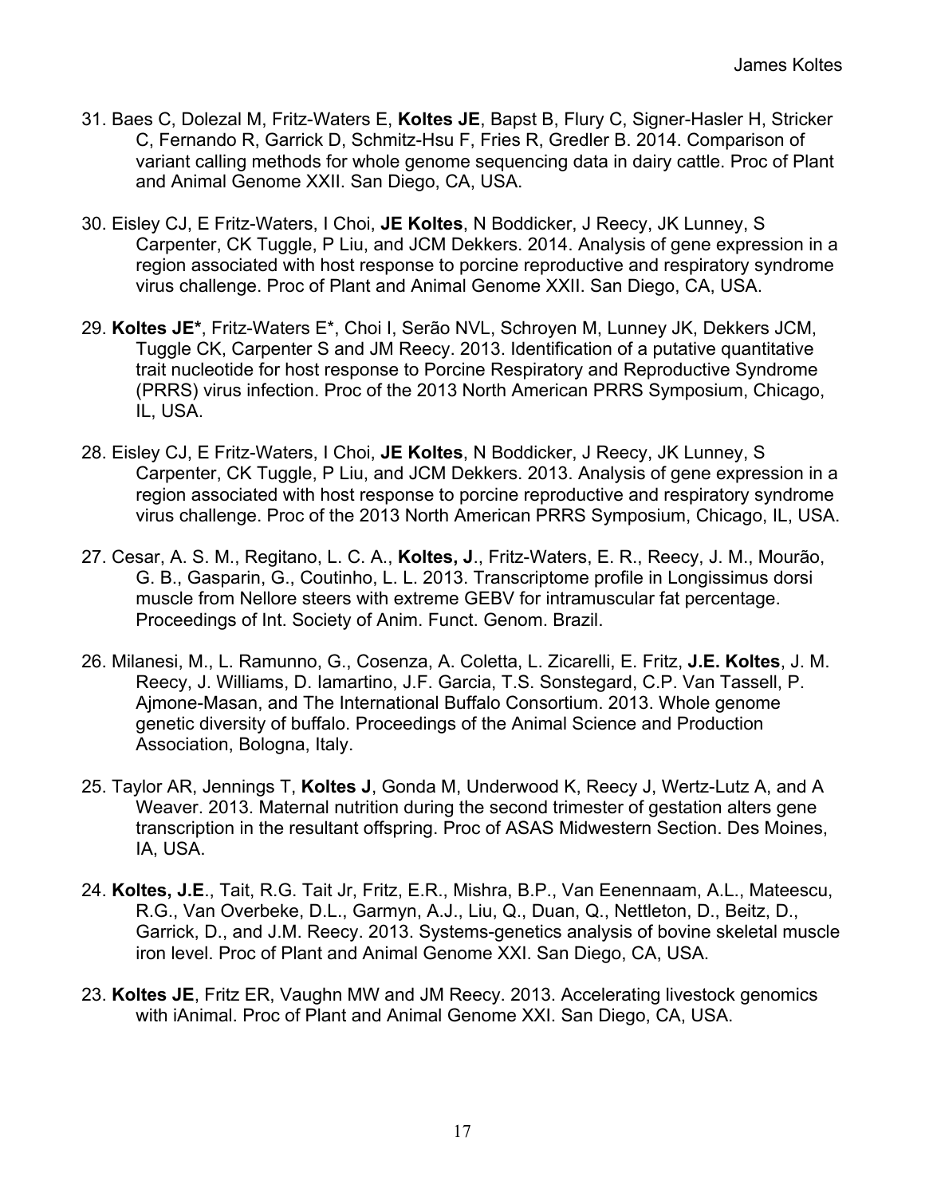31. Baes C, Dolezal M, Fritz-Waters E, **Koltes JE**, Bapst B, Flury C, Signer-Hasler H, Stricker C, Fernando R, Garrick D, Schmitz-Hsu F, Fries R, Gredler B. 2014. Comparison of variant calling methods for whole genome sequencing data in dairy cattle. Proc of Plant and Animal Genome XXII. San Diego, CA, USA.

30. Eisley CJ, E Fritz-Waters, I Choi, **JE Koltes**, N Boddicker, J Reecy, JK Lunney, S Carpenter, CK Tuggle, P Liu, and JCM Dekkers. 2014. Analysis of gene expression in a region associated with host response to porcine reproductive and respiratory syndrome virus challenge. Proc of Plant and Animal Genome XXII. San Diego, CA, USA.

29. **Koltes JE***, Fritz-Waters E*, Choi I, Serão NVL, Schroyen M, Lunney JK, Dekkers JCM, Tuggle CK, Carpenter S and JM Reecy. 2013. Identification of a putative quantitative trait nucleotide for host response to Porcine Respiratory and Reproductive Syndrome (PRRS) virus infection. Proc of the 2013 North American PRRS Symposium, Chicago, IL, USA.

28. Eisley CJ, E Fritz-Waters, I Choi, **JE Koltes**, N Boddicker, J Reecy, JK Lunney, S Carpenter, CK Tuggle, P Liu, and JCM Dekkers. 2013. Analysis of gene expression in a region associated with host response to porcine reproductive and respiratory syndrome virus challenge. Proc of the 2013 North American PRRS Symposium, Chicago, IL, USA.

27. Cesar, A. S. M., Regitano, L. C. A., **Koltes, J**., Fritz-Waters, E. R., Reecy, J. M., Mourão, G. B., Gasparin, G., Coutinho, L. L. 2013. Transcriptome profile in Longissimus dorsi muscle from Nellore steers with extreme GEBV for intramuscular fat percentage. Proceedings of Int. Society of Anim. Funct. Genom. Brazil.

26. Milanesi, M., L. Ramunno, G., Cosenza, A. Coletta, L. Zicarelli, E. Fritz, **J.E. Koltes**, J. M. Reecy, J. Williams, D. Iamartino, J.F. Garcia, T.S. Sonstegard, C.P. Van Tassell, P. Ajmone-Masan, and The International Buffalo Consortium. 2013. Whole genome genetic diversity of buffalo. Proceedings of the Animal Science and Production Association, Bologna, Italy.

25. Taylor AR, Jennings T, **Koltes J**, Gonda M, Underwood K, Reecy J, Wertz-Lutz A, and A Weaver. 2013. Maternal nutrition during the second trimester of gestation alters gene transcription in the resultant offspring. Proc of ASAS Midwestern Section. Des Moines, IA, USA.

24. **Koltes, J.E**., Tait, R.G. Tait Jr, Fritz, E.R., Mishra, B.P., Van Eenennaam, A.L., Mateescu, R.G., Van Overbeke, D.L., Garmyn, A.J., Liu, Q., Duan, Q., Nettleton, D., Beitz, D., Garrick, D., and J.M. Reecy. 2013. Systems-genetics analysis of bovine skeletal muscle iron level. Proc of Plant and Animal Genome XXI. San Diego, CA, USA.

23. **Koltes JE**, Fritz ER, Vaughn MW and JM Reecy. 2013. Accelerating livestock genomics with iAnimal. Proc of Plant and Animal Genome XXI. San Diego, CA, USA.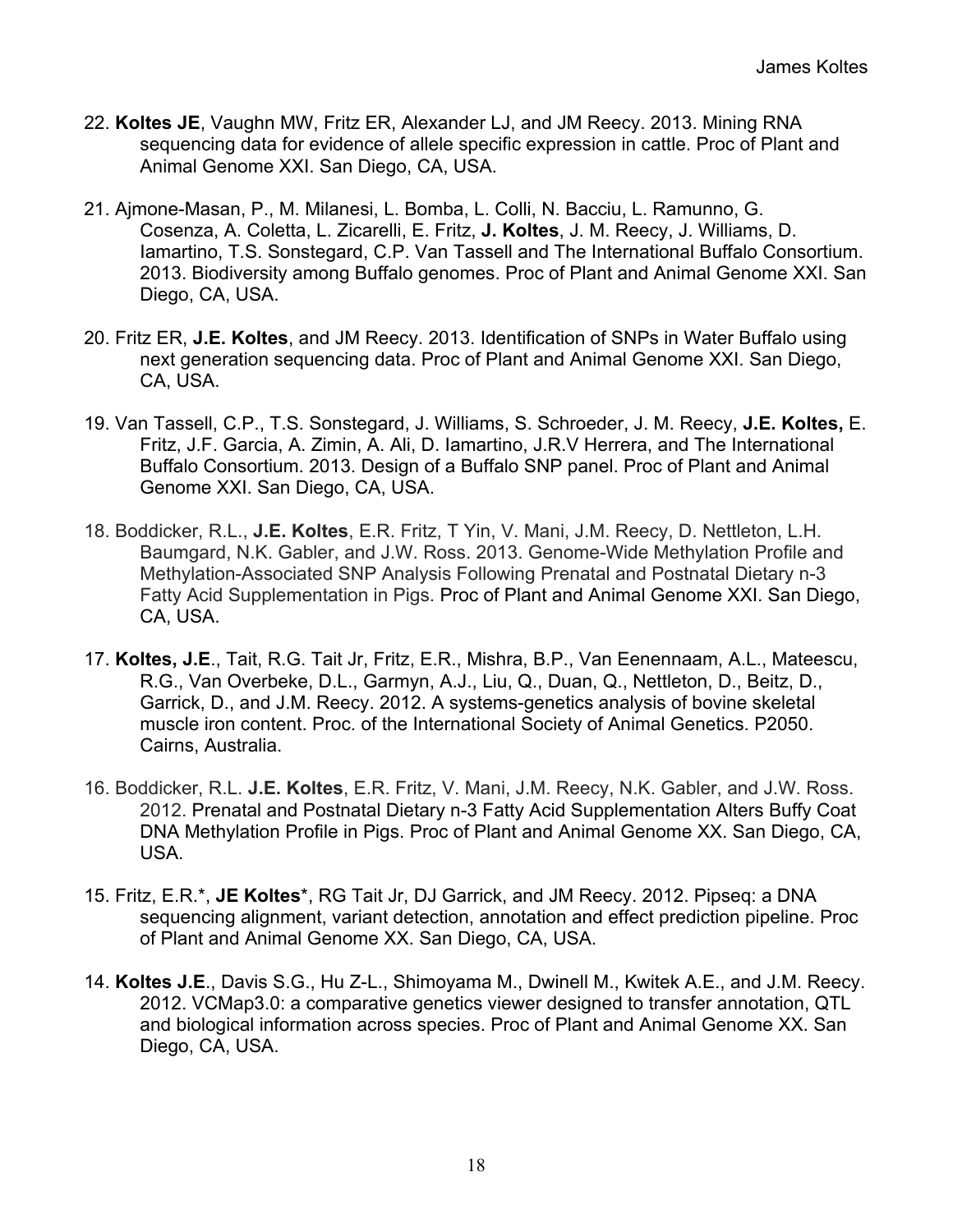22. **Koltes JE**, Vaughn MW, Fritz ER, Alexander LJ, and JM Reecy. 2013. Mining RNA sequencing data for evidence of allele specific expression in cattle. Proc of Plant and Animal Genome XXI. San Diego, CA, USA.

21. Ajmone-Masan, P., M. Milanesi, L. Bomba, L. Colli, N. Bacciu, L. Ramunno, G. Cosenza, A. Coletta, L. Zicarelli, E. Fritz, **J. Koltes**, J. M. Reecy, J. Williams, D. Iamartino, T.S. Sonstegard, C.P. Van Tassell and The International Buffalo Consortium. 2013. Biodiversity among Buffalo genomes. Proc of Plant and Animal Genome XXI. San Diego, CA, USA.

20. Fritz ER, **J.E. Koltes**, and JM Reecy. 2013. Identification of SNPs in Water Buffalo using next generation sequencing data. Proc of Plant and Animal Genome XXI. San Diego, CA, USA.

19. Van Tassell, C.P., T.S. Sonstegard, J. Williams, S. Schroeder, J. M. Reecy, **J.E. Koltes,** E. Fritz, J.F. Garcia, A. Zimin, A. Ali, D. Iamartino, J.R.V Herrera, and The International Buffalo Consortium. 2013. Design of a Buffalo SNP panel. Proc of Plant and Animal Genome XXI. San Diego, CA, USA.

18. Boddicker, R.L., **J.E. Koltes**, E.R. Fritz, T Yin, V. Mani, J.M. Reecy, D. Nettleton, L.H. Baumgard, N.K. Gabler, and J.W. Ross. 2013. Genome-Wide Methylation Profile and Methylation-Associated SNP Analysis Following Prenatal and Postnatal Dietary n-3 Fatty Acid Supplementation in Pigs. Proc of Plant and Animal Genome XXI. San Diego, CA, USA.

17. **Koltes, J.E**., Tait, R.G. Tait Jr, Fritz, E.R., Mishra, B.P., Van Eenennaam, A.L., Mateescu, R.G., Van Overbeke, D.L., Garmyn, A.J., Liu, Q., Duan, Q., Nettleton, D., Beitz, D., Garrick, D., and J.M. Reecy. 2012. A systems-genetics analysis of bovine skeletal muscle iron content. Proc. of the International Society of Animal Genetics. P2050. Cairns, Australia.

16. Boddicker, R.L. **J.E. Koltes**, E.R. Fritz, V. Mani, J.M. Reecy, N.K. Gabler, and J.W. Ross. 2012. Prenatal and Postnatal Dietary n-3 Fatty Acid Supplementation Alters Buffy Coat DNA Methylation Profile in Pigs. Proc of Plant and Animal Genome XX. San Diego, CA, USA.

15. Fritz, E.R.*, **JE Koltes***, RG Tait Jr, DJ Garrick, and JM Reecy. 2012. Pipseq: a DNA sequencing alignment, variant detection, annotation and effect prediction pipeline. Proc of Plant and Animal Genome XX. San Diego, CA, USA.

14. **Koltes J.E**., Davis S.G., Hu Z-L., Shimoyama M., Dwinell M., Kwitek A.E., and J.M. Reecy. 2012. VCMap3.0: a comparative genetics viewer designed to transfer annotation, QTL and biological information across species. Proc of Plant and Animal Genome XX. San Diego, CA, USA.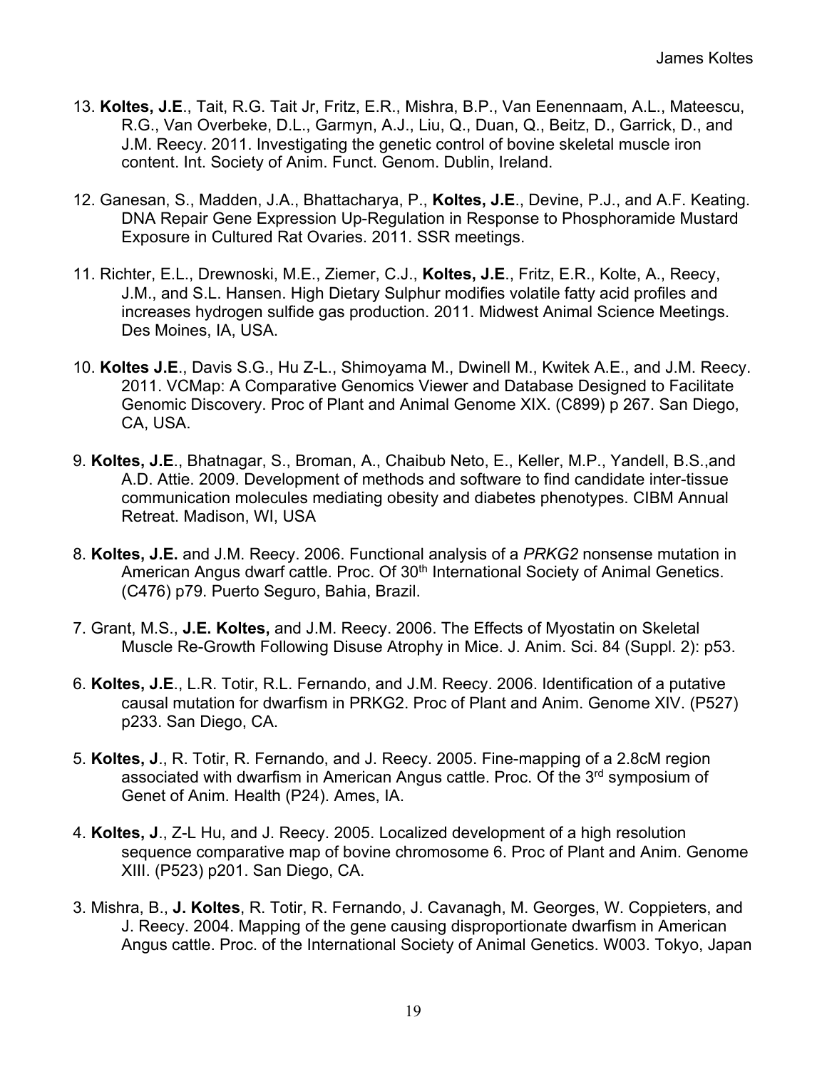13. **Koltes, J.E**., Tait, R.G. Tait Jr, Fritz, E.R., Mishra, B.P., Van Eenennaam, A.L., Mateescu, R.G., Van Overbeke, D.L., Garmyn, A.J., Liu, Q., Duan, Q., Beitz, D., Garrick, D., and J.M. Reecy. 2011. Investigating the genetic control of bovine skeletal muscle iron content. Int. Society of Anim. Funct. Genom. Dublin, Ireland.

12. Ganesan, S., Madden, J.A., Bhattacharya, P., **Koltes, J.E**., Devine, P.J., and A.F. Keating. DNA Repair Gene Expression Up-Regulation in Response to Phosphoramide Mustard Exposure in Cultured Rat Ovaries. 2011. SSR meetings.

11. Richter, E.L., Drewnoski, M.E., Ziemer, C.J., **Koltes, J.E**., Fritz, E.R., Kolte, A., Reecy, J.M., and S.L. Hansen. High Dietary Sulphur modifies volatile fatty acid profiles and increases hydrogen sulfide gas production. 2011. Midwest Animal Science Meetings. Des Moines, IA, USA.

10. **Koltes J.E**., Davis S.G., Hu Z-L., Shimoyama M., Dwinell M., Kwitek A.E., and J.M. Reecy. 2011. VCMap: A Comparative Genomics Viewer and Database Designed to Facilitate Genomic Discovery. Proc of Plant and Animal Genome XIX. (C899) p 267. San Diego, CA, USA.

9. **Koltes, J.E**., Bhatnagar, S., Broman, A., Chaibub Neto, E., Keller, M.P., Yandell, B.S.,and A.D. Attie. 2009. Development of methods and software to find candidate inter-tissue communication molecules mediating obesity and diabetes phenotypes. CIBM Annual Retreat. Madison, WI, USA

8. **Koltes, J.E.** and J.M. Reecy. 2006. Functional analysis of a *PRKG2* nonsense mutation in American Angus dwarf cattle. Proc. Of 30th International Society of Animal Genetics. (C476) p79. Puerto Seguro, Bahia, Brazil.

7. Grant, M.S., **J.E. Koltes,** and J.M. Reecy. 2006. The Effects of Myostatin on Skeletal Muscle Re-Growth Following Disuse Atrophy in Mice. J. Anim. Sci. 84 (Suppl. 2): p53.

6. **Koltes, J.E**., L.R. Totir, R.L. Fernando, and J.M. Reecy. 2006. Identification of a putative causal mutation for dwarfism in PRKG2. Proc of Plant and Anim. Genome XIV. (P527) p233. San Diego, CA.

5. **Koltes, J**., R. Totir, R. Fernando, and J. Reecy. 2005. Fine-mapping of a 2.8cM region associated with dwarfism in American Angus cattle. Proc. Of the 3rd symposium of Genet of Anim. Health (P24). Ames, IA.

4. **Koltes, J**., Z-L Hu, and J. Reecy. 2005. Localized development of a high resolution sequence comparative map of bovine chromosome 6. Proc of Plant and Anim. Genome XIII. (P523) p201. San Diego, CA.

3. Mishra, B., **J. Koltes**, R. Totir, R. Fernando, J. Cavanagh, M. Georges, W. Coppieters, and J. Reecy. 2004. Mapping of the gene causing disproportionate dwarfism in American Angus cattle. Proc. of the International Society of Animal Genetics. W003. Tokyo, Japan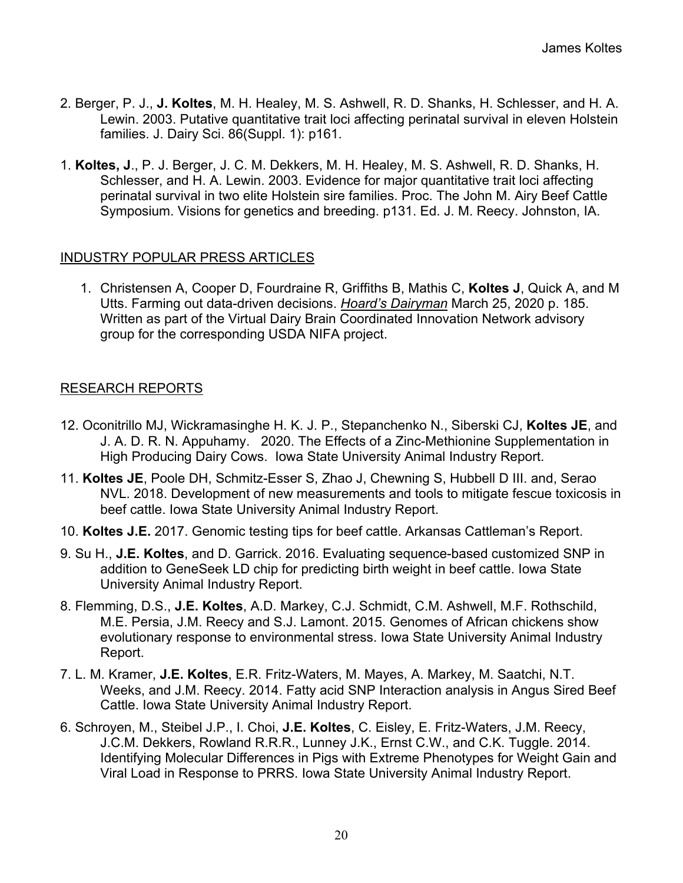2. Berger, P. J., **J. Koltes**, M. H. Healey, M. S. Ashwell, R. D. Shanks, H. Schlesser, and H. A. Lewin. 2003. Putative quantitative trait loci affecting perinatal survival in eleven Holstein families. J. Dairy Sci. 86(Suppl. 1): p161.

1. **Koltes, J**., P. J. Berger, J. C. M. Dekkers, M. H. Healey, M. S. Ashwell, R. D. Shanks, H. Schlesser, and H. A. Lewin. 2003. Evidence for major quantitative trait loci affecting perinatal survival in two elite Holstein sire families. Proc. The John M. Airy Beef Cattle Symposium. Visions for genetics and breeding. p131. Ed. J. M. Reecy. Johnston, IA.

## INDUSTRY POPULAR PRESS ARTICLES

1. Christensen A, Cooper D, Fourdraine R, Griffiths B, Mathis C, **Koltes J**, Quick A, and M Utts. Farming out data-driven decisions. *Hoard's Dairyman* March 25, 2020 p. 185. Written as part of the Virtual Dairy Brain Coordinated Innovation Network advisory group for the corresponding USDA NIFA project.

## RESEARCH REPORTS

12. Oconitrillo MJ, Wickramasinghe H. K. J. P., Stepanchenko N., Siberski CJ, **Koltes JE**, and J. A. D. R. N. Appuhamy. 2020. The Effects of a Zinc-Methionine Supplementation in High Producing Dairy Cows. Iowa State University Animal Industry Report.

11. **Koltes JE**, Poole DH, Schmitz-Esser S, Zhao J, Chewning S, Hubbell D III. and, Serao NVL. 2018. Development of new measurements and tools to mitigate fescue toxicosis in beef cattle. Iowa State University Animal Industry Report.

10. **Koltes J.E.** 2017. Genomic testing tips for beef cattle. Arkansas Cattleman's Report.

9. Su H., **J.E. Koltes**, and D. Garrick. 2016. Evaluating sequence-based customized SNP in addition to GeneSeek LD chip for predicting birth weight in beef cattle. Iowa State University Animal Industry Report.

8. Flemming, D.S., **J.E. Koltes**, A.D. Markey, C.J. Schmidt, C.M. Ashwell, M.F. Rothschild, M.E. Persia, J.M. Reecy and S.J. Lamont. 2015. Genomes of African chickens show evolutionary response to environmental stress. Iowa State University Animal Industry Report.

7. L. M. Kramer, **J.E. Koltes**, E.R. Fritz-Waters, M. Mayes, A. Markey, M. Saatchi, N.T. Weeks, and J.M. Reecy. 2014. Fatty acid SNP Interaction analysis in Angus Sired Beef Cattle. Iowa State University Animal Industry Report.

6. Schroyen, M., Steibel J.P., I. Choi, **J.E. Koltes**, C. Eisley, E. Fritz-Waters, J.M. Reecy, J.C.M. Dekkers, Rowland R.R.R., Lunney J.K., Ernst C.W., and C.K. Tuggle. 2014. Identifying Molecular Differences in Pigs with Extreme Phenotypes for Weight Gain and Viral Load in Response to PRRS. Iowa State University Animal Industry Report.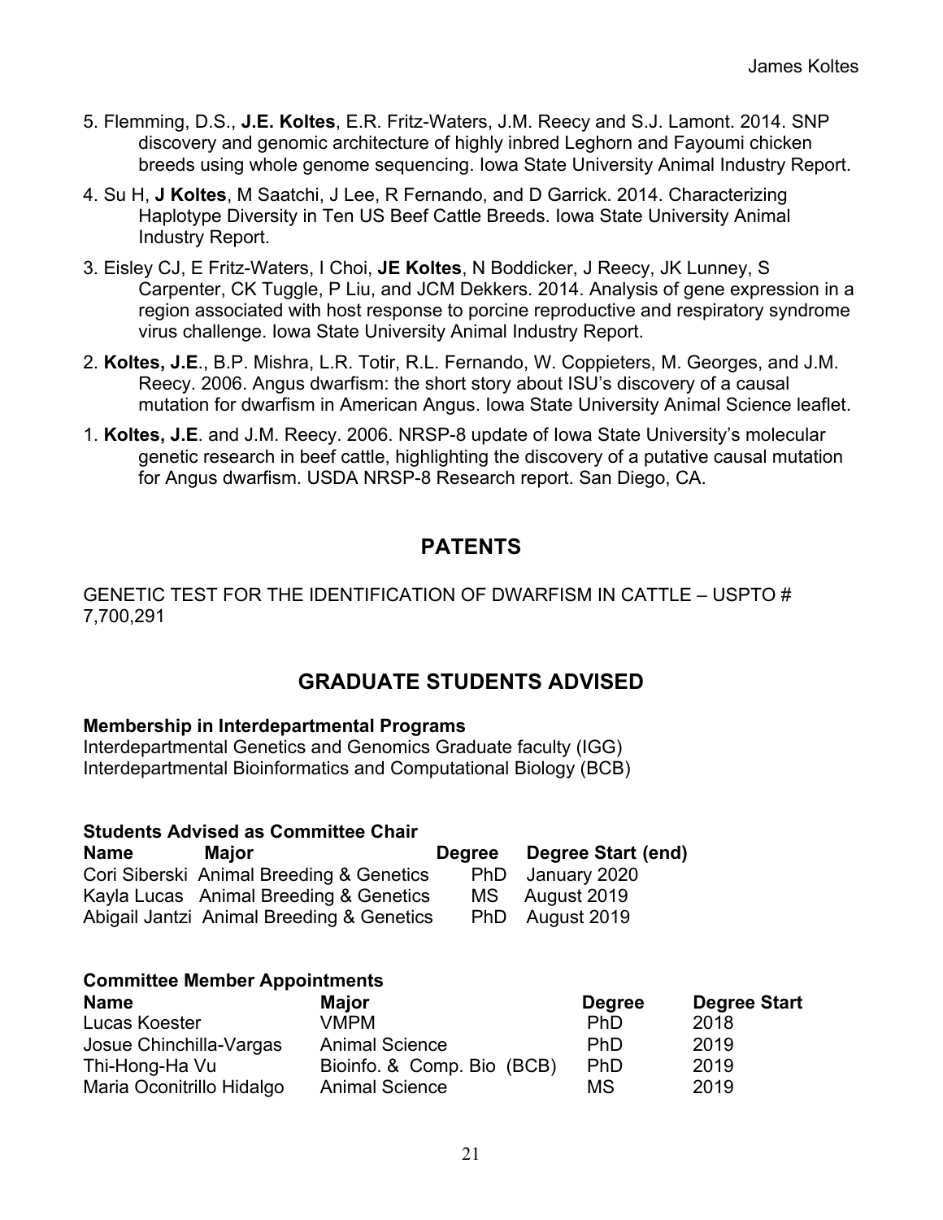5. Flemming, D.S., **J.E. Koltes**, E.R. Fritz-Waters, J.M. Reecy and S.J. Lamont. 2014. SNP discovery and genomic architecture of highly inbred Leghorn and Fayoumi chicken breeds using whole genome sequencing. Iowa State University Animal Industry Report.

4. Su H, **J Koltes**, M Saatchi, J Lee, R Fernando, and D Garrick. 2014. Characterizing Haplotype Diversity in Ten US Beef Cattle Breeds. Iowa State University Animal Industry Report.

3. Eisley CJ, E Fritz-Waters, I Choi, **JE Koltes**, N Boddicker, J Reecy, JK Lunney, S Carpenter, CK Tuggle, P Liu, and JCM Dekkers. 2014. Analysis of gene expression in a region associated with host response to porcine reproductive and respiratory syndrome virus challenge. Iowa State University Animal Industry Report.

2. **Koltes, J.E**., B.P. Mishra, L.R. Totir, R.L. Fernando, W. Coppieters, M. Georges, and J.M. Reecy. 2006. Angus dwarfism: the short story about ISU's discovery of a causal mutation for dwarfism in American Angus. Iowa State University Animal Science leaflet.

1. **Koltes, J.E**. and J.M. Reecy. 2006. NRSP-8 update of Iowa State University's molecular genetic research in beef cattle, highlighting the discovery of a putative causal mutation for Angus dwarfism. USDA NRSP-8 Research report. San Diego, CA.

## PATENTS

GENETIC TEST FOR THE IDENTIFICATION OF DWARFISM IN CATTLE – USPTO # 7,700,291

## GRADUATE STUDENTS ADVISED

**Membership in Interdepartmental Programs**

Interdepartmental Genetics and Genomics Graduate faculty (IGG)
Interdepartmental Bioinformatics and Computational Biology (BCB)

**Students Advised as Committee Chair**

| Name | Major | Degree | Degree Start (end) |
|---|---|---|---|
| Cori Siberski | Animal Breeding & Genetics | PhD | January 2020 |
| Kayla Lucas | Animal Breeding & Genetics | MS | August 2019 |
| Abigail Jantzi | Animal Breeding & Genetics | PhD | August 2019 |

**Committee Member Appointments**

| Name | Major | Degree | Degree Start |
|---|---|---|---|
| Lucas Koester | VMPM | PhD | 2018 |
| Josue Chinchilla-Vargas | Animal Science | PhD | 2019 |
| Thi-Hong-Ha Vu | Bioinfo. & Comp. Bio (BCB) | PhD | 2019 |
| Maria Oconitrillo Hidalgo | Animal Science | MS | 2019 |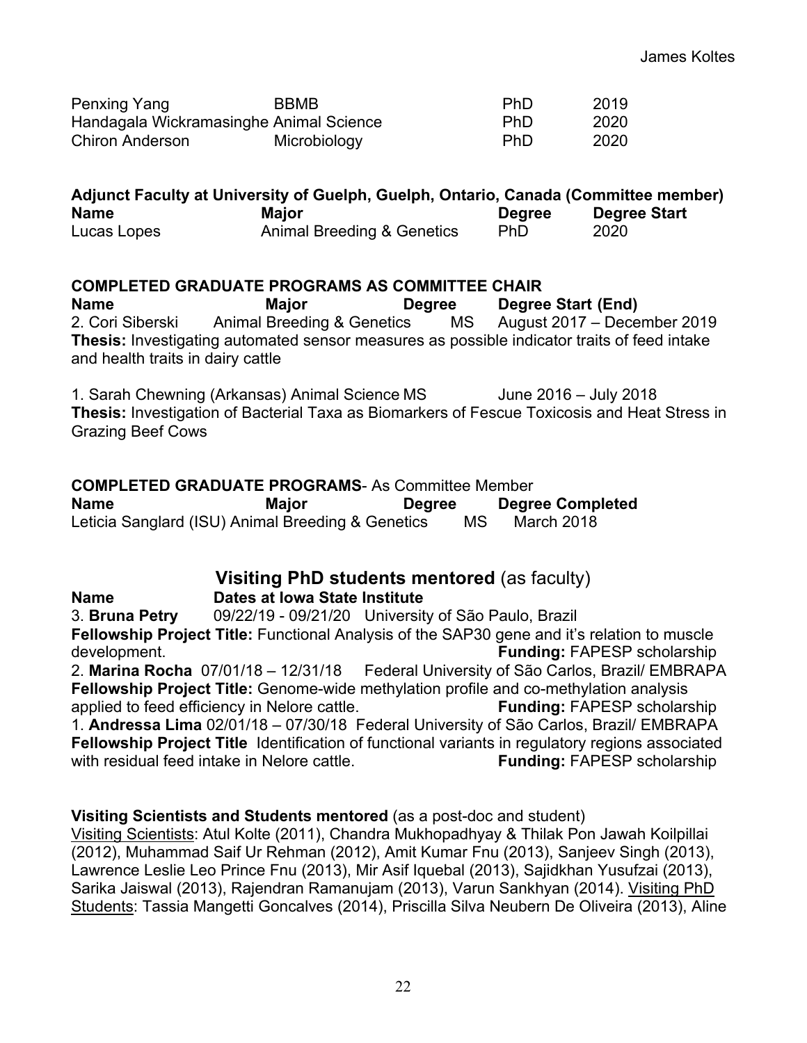| | | | |
|---|---|---|---|
| Penxing Yang | BBMB | PhD | 2019 |
| Handagala Wickramasinghe | Animal Science | PhD | 2020 |
| Chiron Anderson | Microbiology | PhD | 2020 |

**Adjunct Faculty at University of Guelph, Guelph, Ontario, Canada (Committee member)**

| **Name** | **Major** | **Degree** | **Degree Start** |
|---|---|---|---|
| Lucas Lopes | Animal Breeding & Genetics | PhD | 2020 |

**COMPLETED GRADUATE PROGRAMS AS COMMITTEE CHAIR**

| **Name** | **Major** | **Degree** | **Degree Start (End)** |
|---|---|---|---|
| 2. Cori Siberski | Animal Breeding & Genetics | MS | August 2017 – December 2019 |

**Thesis:** Investigating automated sensor measures as possible indicator traits of feed intake and health traits in dairy cattle

1. Sarah Chewning (Arkansas) Animal Science MS June 2016 – July 2018
**Thesis:** Investigation of Bacterial Taxa as Biomarkers of Fescue Toxicosis and Heat Stress in Grazing Beef Cows

**COMPLETED GRADUATE PROGRAMS**- As Committee Member

| **Name** | **Major** | **Degree** | **Degree Completed** |
|---|---|---|---|
| Leticia Sanglard (ISU) | Animal Breeding & Genetics | MS | March 2018 |

## **Visiting PhD students mentored** (as faculty)

**Name** **Dates at Iowa State Institute**

3. **Bruna Petry** 09/22/19 - 09/21/20 University of São Paulo, Brazil
**Fellowship Project Title:** Functional Analysis of the SAP30 gene and it's relation to muscle development. **Funding:** FAPESP scholarship

2. **Marina Rocha** 07/01/18 – 12/31/18 Federal University of São Carlos, Brazil/ EMBRAPA
**Fellowship Project Title:** Genome-wide methylation profile and co-methylation analysis applied to feed efficiency in Nelore cattle. **Funding:** FAPESP scholarship

1. **Andressa Lima** 02/01/18 – 07/30/18 Federal University of São Carlos, Brazil/ EMBRAPA
**Fellowship Project Title** Identification of functional variants in regulatory regions associated with residual feed intake in Nelore cattle. **Funding:** FAPESP scholarship

**Visiting Scientists and Students mentored** (as a post-doc and student)
Visiting Scientists: Atul Kolte (2011), Chandra Mukhopadhyay & Thilak Pon Jawah Koilpillai (2012), Muhammad Saif Ur Rehman (2012), Amit Kumar Fnu (2013), Sanjeev Singh (2013), Lawrence Leslie Leo Prince Fnu (2013), Mir Asif Iquebal (2013), Sajidkhan Yusufzai (2013), Sarika Jaiswal (2013), Rajendran Ramanujam (2013), Varun Sankhyan (2014). Visiting PhD Students: Tassia Mangetti Goncalves (2014), Priscilla Silva Neubern De Oliveira (2013), Aline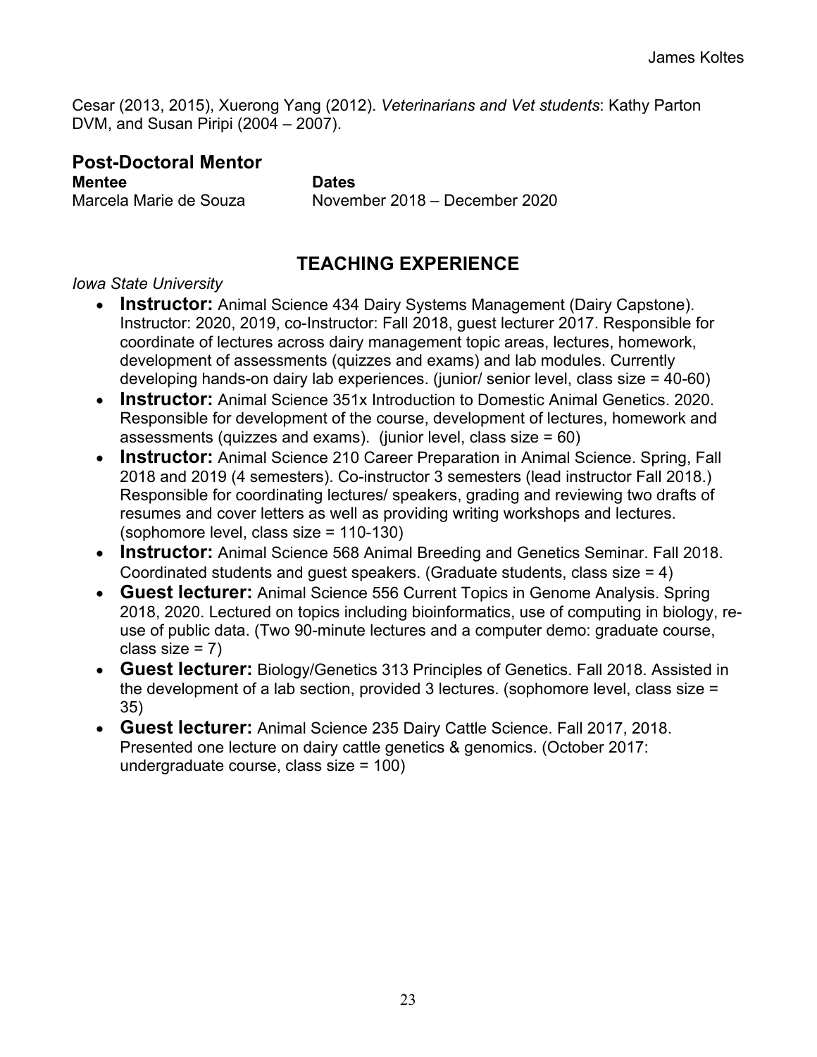Cesar (2013, 2015), Xuerong Yang (2012). *Veterinarians and Vet students*: Kathy Parton DVM, and Susan Piripi (2004 – 2007).

## Post-Doctoral Mentor

| Mentee | Dates |
|---|---|
| Marcela Marie de Souza | November 2018 – December 2020 |

## TEACHING EXPERIENCE

*Iowa State University*

- **Instructor:** Animal Science 434 Dairy Systems Management (Dairy Capstone). Instructor: 2020, 2019, co-Instructor: Fall 2018, guest lecturer 2017. Responsible for coordinate of lectures across dairy management topic areas, lectures, homework, development of assessments (quizzes and exams) and lab modules. Currently developing hands-on dairy lab experiences. (junior/ senior level, class size = 40-60)
- **Instructor:** Animal Science 351x Introduction to Domestic Animal Genetics. 2020. Responsible for development of the course, development of lectures, homework and assessments (quizzes and exams). (junior level, class size = 60)
- **Instructor:** Animal Science 210 Career Preparation in Animal Science. Spring, Fall 2018 and 2019 (4 semesters). Co-instructor 3 semesters (lead instructor Fall 2018.) Responsible for coordinating lectures/ speakers, grading and reviewing two drafts of resumes and cover letters as well as providing writing workshops and lectures. (sophomore level, class size = 110-130)
- **Instructor:** Animal Science 568 Animal Breeding and Genetics Seminar. Fall 2018. Coordinated students and guest speakers. (Graduate students, class size = 4)
- **Guest lecturer:** Animal Science 556 Current Topics in Genome Analysis. Spring 2018, 2020. Lectured on topics including bioinformatics, use of computing in biology, re-use of public data. (Two 90-minute lectures and a computer demo: graduate course, class size = 7)
- **Guest lecturer:** Biology/Genetics 313 Principles of Genetics. Fall 2018. Assisted in the development of a lab section, provided 3 lectures. (sophomore level, class size = 35)
- **Guest lecturer:** Animal Science 235 Dairy Cattle Science. Fall 2017, 2018. Presented one lecture on dairy cattle genetics & genomics. (October 2017: undergraduate course, class size = 100)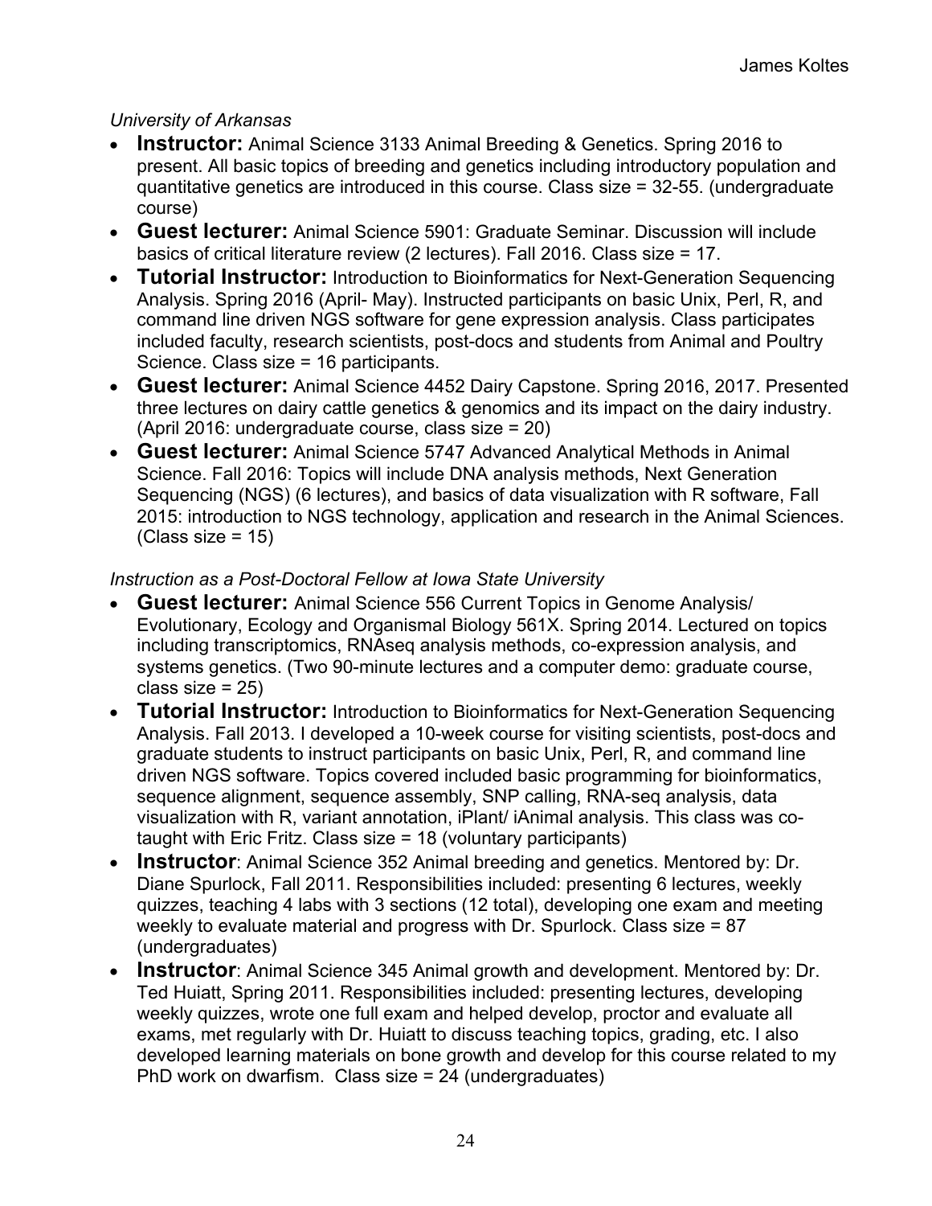*University of Arkansas*

- **Instructor:** Animal Science 3133 Animal Breeding & Genetics. Spring 2016 to present. All basic topics of breeding and genetics including introductory population and quantitative genetics are introduced in this course. Class size = 32-55. (undergraduate course)
- **Guest lecturer:** Animal Science 5901: Graduate Seminar. Discussion will include basics of critical literature review (2 lectures). Fall 2016. Class size = 17.
- **Tutorial Instructor:** Introduction to Bioinformatics for Next-Generation Sequencing Analysis. Spring 2016 (April- May). Instructed participants on basic Unix, Perl, R, and command line driven NGS software for gene expression analysis. Class participates included faculty, research scientists, post-docs and students from Animal and Poultry Science. Class size = 16 participants.
- **Guest lecturer:** Animal Science 4452 Dairy Capstone. Spring 2016, 2017. Presented three lectures on dairy cattle genetics & genomics and its impact on the dairy industry. (April 2016: undergraduate course, class size = 20)
- **Guest lecturer:** Animal Science 5747 Advanced Analytical Methods in Animal Science. Fall 2016: Topics will include DNA analysis methods, Next Generation Sequencing (NGS) (6 lectures), and basics of data visualization with R software, Fall 2015: introduction to NGS technology, application and research in the Animal Sciences. (Class size = 15)

*Instruction as a Post-Doctoral Fellow at Iowa State University*

- **Guest lecturer:** Animal Science 556 Current Topics in Genome Analysis/ Evolutionary, Ecology and Organismal Biology 561X. Spring 2014. Lectured on topics including transcriptomics, RNAseq analysis methods, co-expression analysis, and systems genetics. (Two 90-minute lectures and a computer demo: graduate course, class size = 25)
- **Tutorial Instructor:** Introduction to Bioinformatics for Next-Generation Sequencing Analysis. Fall 2013. I developed a 10-week course for visiting scientists, post-docs and graduate students to instruct participants on basic Unix, Perl, R, and command line driven NGS software. Topics covered included basic programming for bioinformatics, sequence alignment, sequence assembly, SNP calling, RNA-seq analysis, data visualization with R, variant annotation, iPlant/ iAnimal analysis. This class was co-taught with Eric Fritz. Class size = 18 (voluntary participants)
- **Instructor**: Animal Science 352 Animal breeding and genetics. Mentored by: Dr. Diane Spurlock, Fall 2011. Responsibilities included: presenting 6 lectures, weekly quizzes, teaching 4 labs with 3 sections (12 total), developing one exam and meeting weekly to evaluate material and progress with Dr. Spurlock. Class size = 87 (undergraduates)
- **Instructor**: Animal Science 345 Animal growth and development. Mentored by: Dr. Ted Huiatt, Spring 2011. Responsibilities included: presenting lectures, developing weekly quizzes, wrote one full exam and helped develop, proctor and evaluate all exams, met regularly with Dr. Huiatt to discuss teaching topics, grading, etc. I also developed learning materials on bone growth and develop for this course related to my PhD work on dwarfism. Class size = 24 (undergraduates)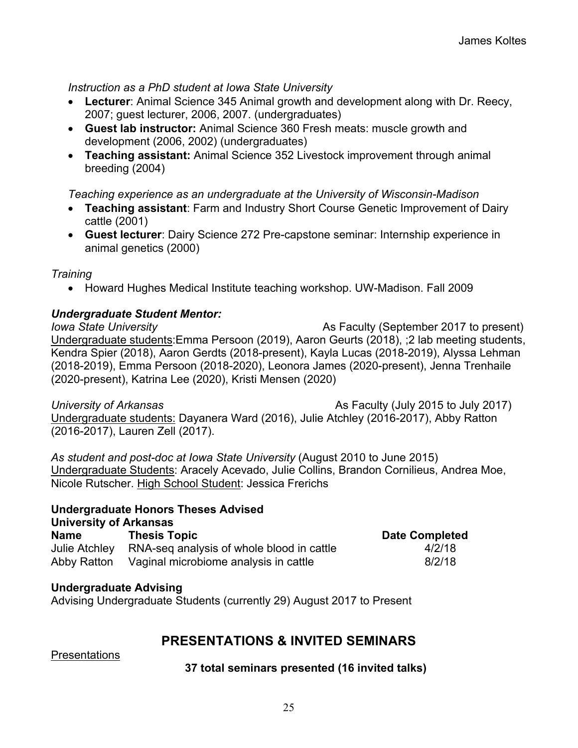*Instruction as a PhD student at Iowa State University*

- **Lecturer**: Animal Science 345 Animal growth and development along with Dr. Reecy, 2007; guest lecturer, 2006, 2007. (undergraduates)
- **Guest lab instructor:** Animal Science 360 Fresh meats: muscle growth and development (2006, 2002) (undergraduates)
- **Teaching assistant:** Animal Science 352 Livestock improvement through animal breeding (2004)

*Teaching experience as an undergraduate at the University of Wisconsin-Madison*

- **Teaching assistant**: Farm and Industry Short Course Genetic Improvement of Dairy cattle (2001)
- **Guest lecturer**: Dairy Science 272 Pre-capstone seminar: Internship experience in animal genetics (2000)

*Training*

- Howard Hughes Medical Institute teaching workshop. UW-Madison. Fall 2009

### *Undergraduate Student Mentor:*

*Iowa State University* As Faculty (September 2017 to present)
Undergraduate students:Emma Persoon (2019), Aaron Geurts (2018), ;2 lab meeting students, Kendra Spier (2018), Aaron Gerdts (2018-present), Kayla Lucas (2018-2019), Alyssa Lehman (2018-2019), Emma Persoon (2018-2020), Leonora James (2020-present), Jenna Trenhaile (2020-present), Katrina Lee (2020), Kristi Mensen (2020)

*University of Arkansas* As Faculty (July 2015 to July 2017)
Undergraduate students: Dayanera Ward (2016), Julie Atchley (2016-2017), Abby Ratton (2016-2017), Lauren Zell (2017).

*As student and post-doc at Iowa State University* (August 2010 to June 2015)
Undergraduate Students: Aracely Acevado, Julie Collins, Brandon Cornilieus, Andrea Moe, Nicole Rutscher. High School Student: Jessica Frerichs

### Undergraduate Honors Theses Advised

**University of Arkansas**

| Name | Thesis Topic | Date Completed |
|---|---|---|
| Julie Atchley | RNA-seq analysis of whole blood in cattle | 4/2/18 |
| Abby Ratton | Vaginal microbiome analysis in cattle | 8/2/18 |

### Undergraduate Advising

Advising Undergraduate Students (currently 29) August 2017 to Present

## PRESENTATIONS & INVITED SEMINARS

Presentations

**37 total seminars presented (16 invited talks)**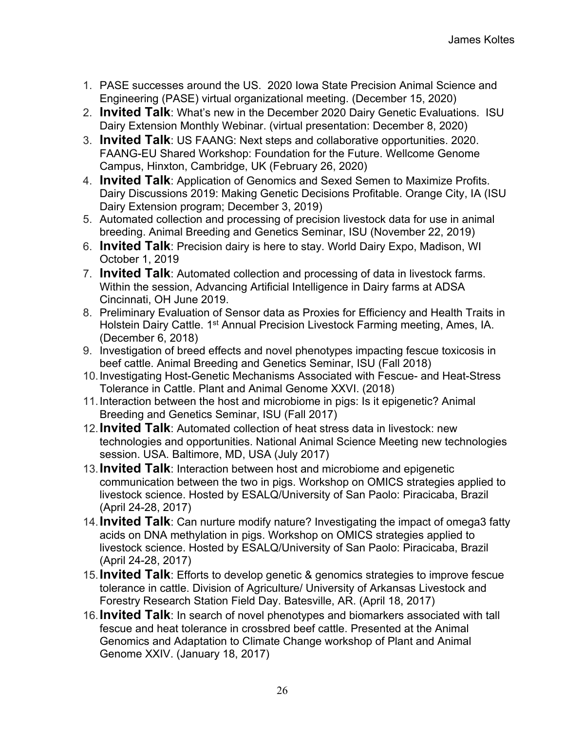1. PASE successes around the US. 2020 Iowa State Precision Animal Science and Engineering (PASE) virtual organizational meeting. (December 15, 2020)
2. **Invited Talk**: What's new in the December 2020 Dairy Genetic Evaluations. ISU Dairy Extension Monthly Webinar. (virtual presentation: December 8, 2020)
3. **Invited Talk**: US FAANG: Next steps and collaborative opportunities. 2020. FAANG-EU Shared Workshop: Foundation for the Future. Wellcome Genome Campus, Hinxton, Cambridge, UK (February 26, 2020)
4. **Invited Talk**: Application of Genomics and Sexed Semen to Maximize Profits. Dairy Discussions 2019: Making Genetic Decisions Profitable. Orange City, IA (ISU Dairy Extension program; December 3, 2019)
5. Automated collection and processing of precision livestock data for use in animal breeding. Animal Breeding and Genetics Seminar, ISU (November 22, 2019)
6. **Invited Talk**: Precision dairy is here to stay. World Dairy Expo, Madison, WI October 1, 2019
7. **Invited Talk**: Automated collection and processing of data in livestock farms. Within the session, Advancing Artificial Intelligence in Dairy farms at ADSA Cincinnati, OH June 2019.
8. Preliminary Evaluation of Sensor data as Proxies for Efficiency and Health Traits in Holstein Dairy Cattle. 1st Annual Precision Livestock Farming meeting, Ames, IA. (December 6, 2018)
9. Investigation of breed effects and novel phenotypes impacting fescue toxicosis in beef cattle. Animal Breeding and Genetics Seminar, ISU (Fall 2018)
10. Investigating Host-Genetic Mechanisms Associated with Fescue- and Heat-Stress Tolerance in Cattle. Plant and Animal Genome XXVI. (2018)
11. Interaction between the host and microbiome in pigs: Is it epigenetic? Animal Breeding and Genetics Seminar, ISU (Fall 2017)
12. **Invited Talk**: Automated collection of heat stress data in livestock: new technologies and opportunities. National Animal Science Meeting new technologies session. USA. Baltimore, MD, USA (July 2017)
13. **Invited Talk**: Interaction between host and microbiome and epigenetic communication between the two in pigs. Workshop on OMICS strategies applied to livestock science. Hosted by ESALQ/University of San Paolo: Piracicaba, Brazil (April 24-28, 2017)
14. **Invited Talk**: Can nurture modify nature? Investigating the impact of omega3 fatty acids on DNA methylation in pigs. Workshop on OMICS strategies applied to livestock science. Hosted by ESALQ/University of San Paolo: Piracicaba, Brazil (April 24-28, 2017)
15. **Invited Talk**: Efforts to develop genetic & genomics strategies to improve fescue tolerance in cattle. Division of Agriculture/ University of Arkansas Livestock and Forestry Research Station Field Day. Batesville, AR. (April 18, 2017)
16. **Invited Talk**: In search of novel phenotypes and biomarkers associated with tall fescue and heat tolerance in crossbred beef cattle. Presented at the Animal Genomics and Adaptation to Climate Change workshop of Plant and Animal Genome XXIV. (January 18, 2017)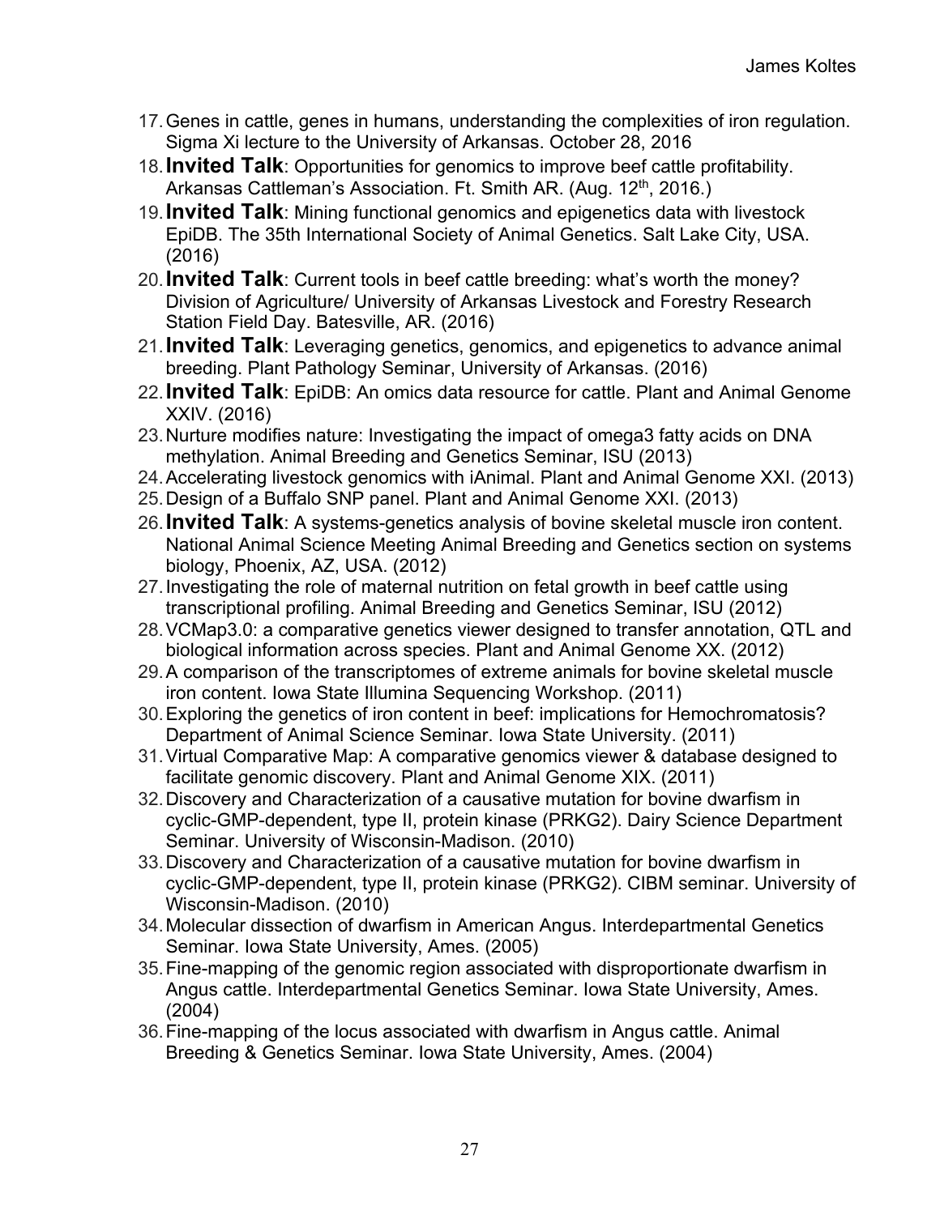17. Genes in cattle, genes in humans, understanding the complexities of iron regulation. Sigma Xi lecture to the University of Arkansas. October 28, 2016
18. **Invited Talk**: Opportunities for genomics to improve beef cattle profitability. Arkansas Cattleman's Association. Ft. Smith AR. (Aug. 12th, 2016.)
19. **Invited Talk**: Mining functional genomics and epigenetics data with livestock EpiDB. The 35th International Society of Animal Genetics. Salt Lake City, USA. (2016)
20. **Invited Talk**: Current tools in beef cattle breeding: what's worth the money? Division of Agriculture/ University of Arkansas Livestock and Forestry Research Station Field Day. Batesville, AR. (2016)
21. **Invited Talk**: Leveraging genetics, genomics, and epigenetics to advance animal breeding. Plant Pathology Seminar, University of Arkansas. (2016)
22. **Invited Talk**: EpiDB: An omics data resource for cattle. Plant and Animal Genome XXIV. (2016)
23. Nurture modifies nature: Investigating the impact of omega3 fatty acids on DNA methylation. Animal Breeding and Genetics Seminar, ISU (2013)
24. Accelerating livestock genomics with iAnimal. Plant and Animal Genome XXI. (2013)
25. Design of a Buffalo SNP panel. Plant and Animal Genome XXI. (2013)
26. **Invited Talk**: A systems-genetics analysis of bovine skeletal muscle iron content. National Animal Science Meeting Animal Breeding and Genetics section on systems biology, Phoenix, AZ, USA. (2012)
27. Investigating the role of maternal nutrition on fetal growth in beef cattle using transcriptional profiling. Animal Breeding and Genetics Seminar, ISU (2012)
28. VCMap3.0: a comparative genetics viewer designed to transfer annotation, QTL and biological information across species. Plant and Animal Genome XX. (2012)
29. A comparison of the transcriptomes of extreme animals for bovine skeletal muscle iron content. Iowa State Illumina Sequencing Workshop. (2011)
30. Exploring the genetics of iron content in beef: implications for Hemochromatosis? Department of Animal Science Seminar. Iowa State University. (2011)
31. Virtual Comparative Map: A comparative genomics viewer & database designed to facilitate genomic discovery. Plant and Animal Genome XIX. (2011)
32. Discovery and Characterization of a causative mutation for bovine dwarfism in cyclic-GMP-dependent, type II, protein kinase (PRKG2). Dairy Science Department Seminar. University of Wisconsin-Madison. (2010)
33. Discovery and Characterization of a causative mutation for bovine dwarfism in cyclic-GMP-dependent, type II, protein kinase (PRKG2). CIBM seminar. University of Wisconsin-Madison. (2010)
34. Molecular dissection of dwarfism in American Angus. Interdepartmental Genetics Seminar. Iowa State University, Ames. (2005)
35. Fine-mapping of the genomic region associated with disproportionate dwarfism in Angus cattle. Interdepartmental Genetics Seminar. Iowa State University, Ames. (2004)
36. Fine-mapping of the locus associated with dwarfism in Angus cattle. Animal Breeding & Genetics Seminar. Iowa State University, Ames. (2004)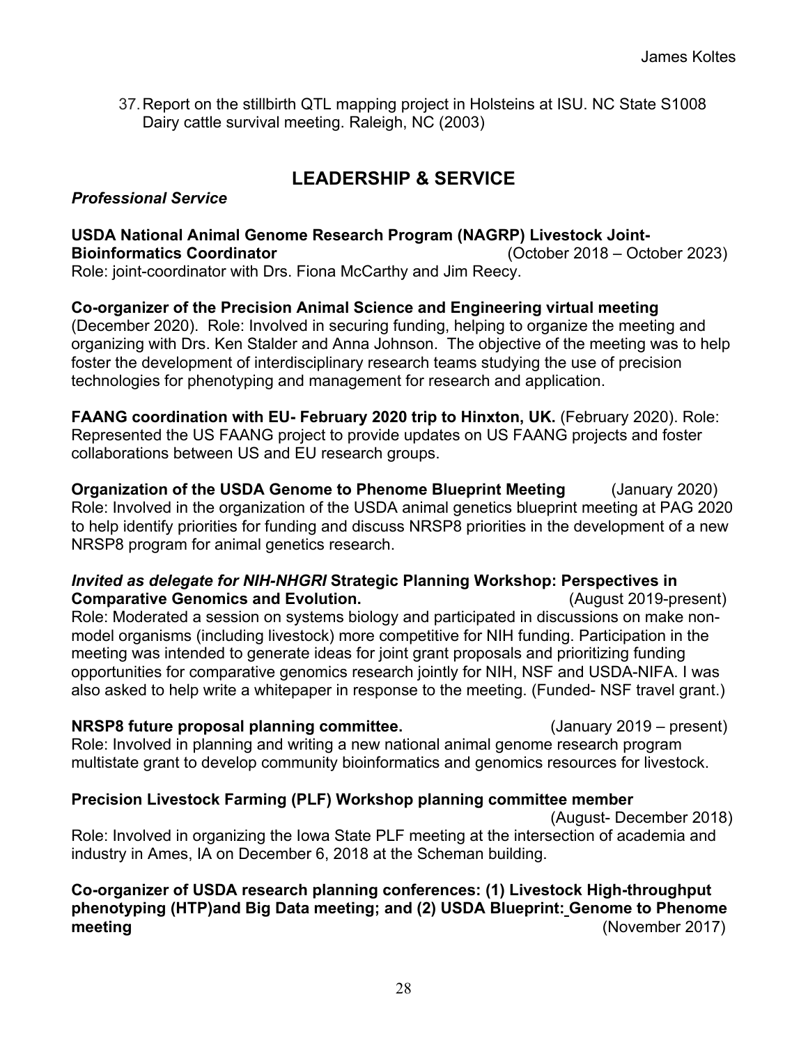37. Report on the stillbirth QTL mapping project in Holsteins at ISU. NC State S1008 Dairy cattle survival meeting. Raleigh, NC (2003)

## LEADERSHIP & SERVICE

***Professional Service***

**USDA National Animal Genome Research Program (NAGRP) Livestock Joint-Bioinformatics Coordinator** (October 2018 – October 2023)
Role: joint-coordinator with Drs. Fiona McCarthy and Jim Reecy.

**Co-organizer of the Precision Animal Science and Engineering virtual meeting** (December 2020). Role: Involved in securing funding, helping to organize the meeting and organizing with Drs. Ken Stalder and Anna Johnson. The objective of the meeting was to help foster the development of interdisciplinary research teams studying the use of precision technologies for phenotyping and management for research and application.

**FAANG coordination with EU- February 2020 trip to Hinxton, UK.** (February 2020). Role: Represented the US FAANG project to provide updates on US FAANG projects and foster collaborations between US and EU research groups.

**Organization of the USDA Genome to Phenome Blueprint Meeting** (January 2020)
Role: Involved in the organization of the USDA animal genetics blueprint meeting at PAG 2020 to help identify priorities for funding and discuss NRSP8 priorities in the development of a new NRSP8 program for animal genetics research.

***Invited as delegate for NIH-NHGRI* Strategic Planning Workshop: Perspectives in Comparative Genomics and Evolution.** (August 2019-present)
Role: Moderated a session on systems biology and participated in discussions on make non-model organisms (including livestock) more competitive for NIH funding. Participation in the meeting was intended to generate ideas for joint grant proposals and prioritizing funding opportunities for comparative genomics research jointly for NIH, NSF and USDA-NIFA. I was also asked to help write a whitepaper in response to the meeting. (Funded- NSF travel grant.)

**NRSP8 future proposal planning committee.** (January 2019 – present)
Role: Involved in planning and writing a new national animal genome research program multistate grant to develop community bioinformatics and genomics resources for livestock.

**Precision Livestock Farming (PLF) Workshop planning committee member** (August- December 2018)
Role: Involved in organizing the Iowa State PLF meeting at the intersection of academia and industry in Ames, IA on December 6, 2018 at the Scheman building.

**Co-organizer of USDA research planning conferences: (1) Livestock High-throughput phenotyping (HTP)and Big Data meeting; and (2) USDA Blueprint: Genome to Phenome meeting** (November 2017)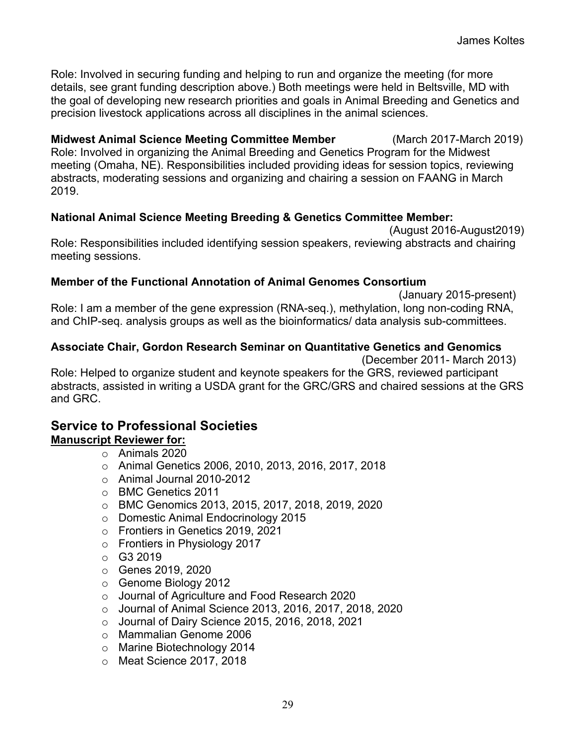Role: Involved in securing funding and helping to run and organize the meeting (for more details, see grant funding description above.) Both meetings were held in Beltsville, MD with the goal of developing new research priorities and goals in Animal Breeding and Genetics and precision livestock applications across all disciplines in the animal sciences.

**Midwest Animal Science Meeting Committee Member** (March 2017-March 2019)
Role: Involved in organizing the Animal Breeding and Genetics Program for the Midwest meeting (Omaha, NE). Responsibilities included providing ideas for session topics, reviewing abstracts, moderating sessions and organizing and chairing a session on FAANG in March 2019.

**National Animal Science Meeting Breeding & Genetics Committee Member:**
(August 2016-August2019)
Role: Responsibilities included identifying session speakers, reviewing abstracts and chairing meeting sessions.

**Member of the Functional Annotation of Animal Genomes Consortium**
(January 2015-present)
Role: I am a member of the gene expression (RNA-seq.), methylation, long non-coding RNA, and ChIP-seq. analysis groups as well as the bioinformatics/ data analysis sub-committees.

**Associate Chair, Gordon Research Seminar on Quantitative Genetics and Genomics**
(December 2011- March 2013)
Role: Helped to organize student and keynote speakers for the GRS, reviewed participant abstracts, assisted in writing a USDA grant for the GRC/GRS and chaired sessions at the GRS and GRC.

## Service to Professional Societies

**Manuscript Reviewer for:**

- Animals 2020
- Animal Genetics 2006, 2010, 2013, 2016, 2017, 2018
- Animal Journal 2010-2012
- BMC Genetics 2011
- BMC Genomics 2013, 2015, 2017, 2018, 2019, 2020
- Domestic Animal Endocrinology 2015
- Frontiers in Genetics 2019, 2021
- Frontiers in Physiology 2017
- G3 2019
- Genes 2019, 2020
- Genome Biology 2012
- Journal of Agriculture and Food Research 2020
- Journal of Animal Science 2013, 2016, 2017, 2018, 2020
- Journal of Dairy Science 2015, 2016, 2018, 2021
- Mammalian Genome 2006
- Marine Biotechnology 2014
- Meat Science 2017, 2018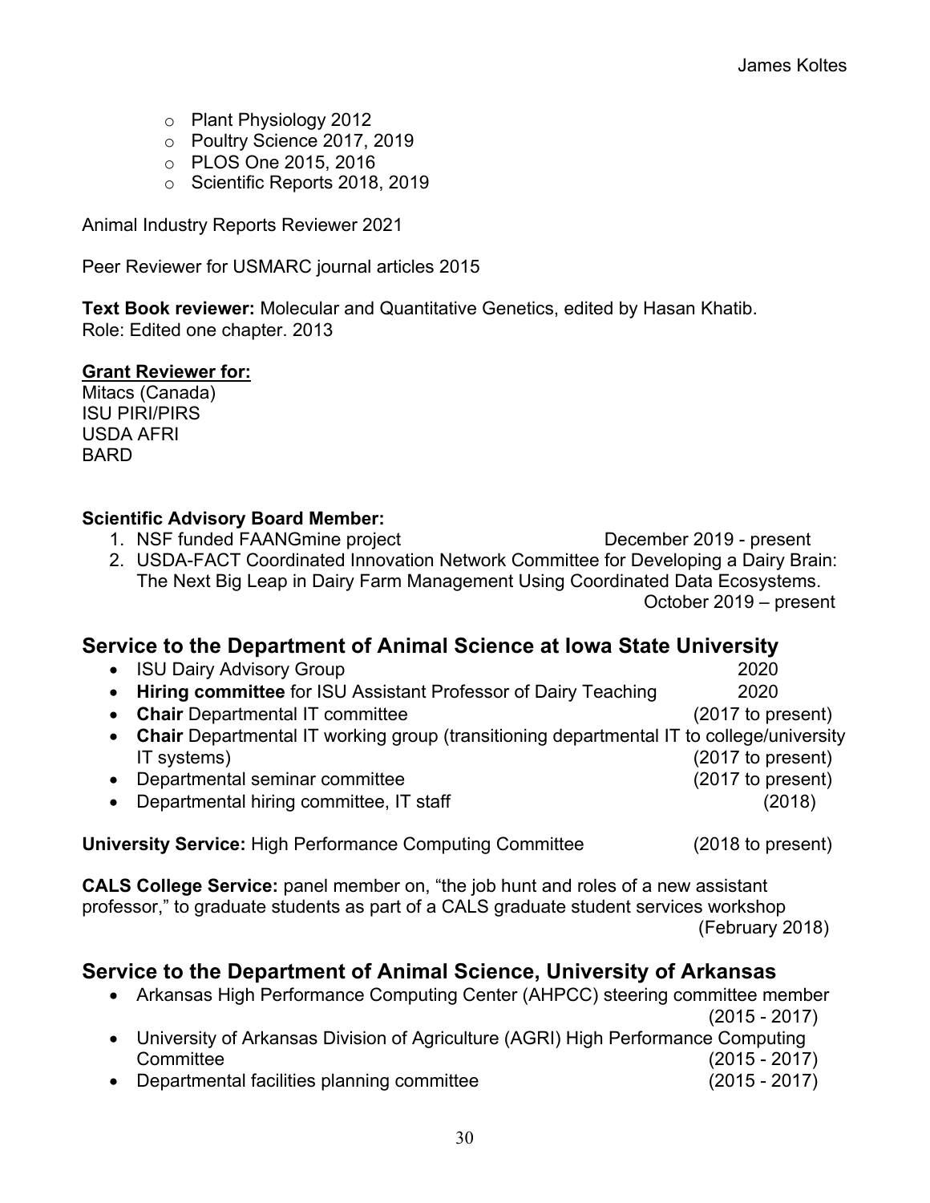- Plant Physiology 2012
- Poultry Science 2017, 2019
- PLOS One 2015, 2016
- Scientific Reports 2018, 2019

Animal Industry Reports Reviewer 2021

Peer Reviewer for USMARC journal articles 2015

**Text Book reviewer:** Molecular and Quantitative Genetics, edited by Hasan Khatib.
Role: Edited one chapter. 2013

**Grant Reviewer for:**
Mitacs (Canada)
ISU PIRI/PIRS
USDA AFRI
BARD

**Scientific Advisory Board Member:**

1. NSF funded FAANGmine project December 2019 - present
2. USDA-FACT Coordinated Innovation Network Committee for Developing a Dairy Brain: The Next Big Leap in Dairy Farm Management Using Coordinated Data Ecosystems. October 2019 – present

## Service to the Department of Animal Science at Iowa State University

- ISU Dairy Advisory Group 2020
- **Hiring committee** for ISU Assistant Professor of Dairy Teaching 2020
- **Chair** Departmental IT committee (2017 to present)
- **Chair** Departmental IT working group (transitioning departmental IT to college/university IT systems) (2017 to present)
- Departmental seminar committee (2017 to present)
- Departmental hiring committee, IT staff (2018)

**University Service:** High Performance Computing Committee (2018 to present)

**CALS College Service:** panel member on, "the job hunt and roles of a new assistant professor," to graduate students as part of a CALS graduate student services workshop (February 2018)

## Service to the Department of Animal Science, University of Arkansas

- Arkansas High Performance Computing Center (AHPCC) steering committee member (2015 - 2017)
- University of Arkansas Division of Agriculture (AGRI) High Performance Computing Committee (2015 - 2017)
- Departmental facilities planning committee (2015 - 2017)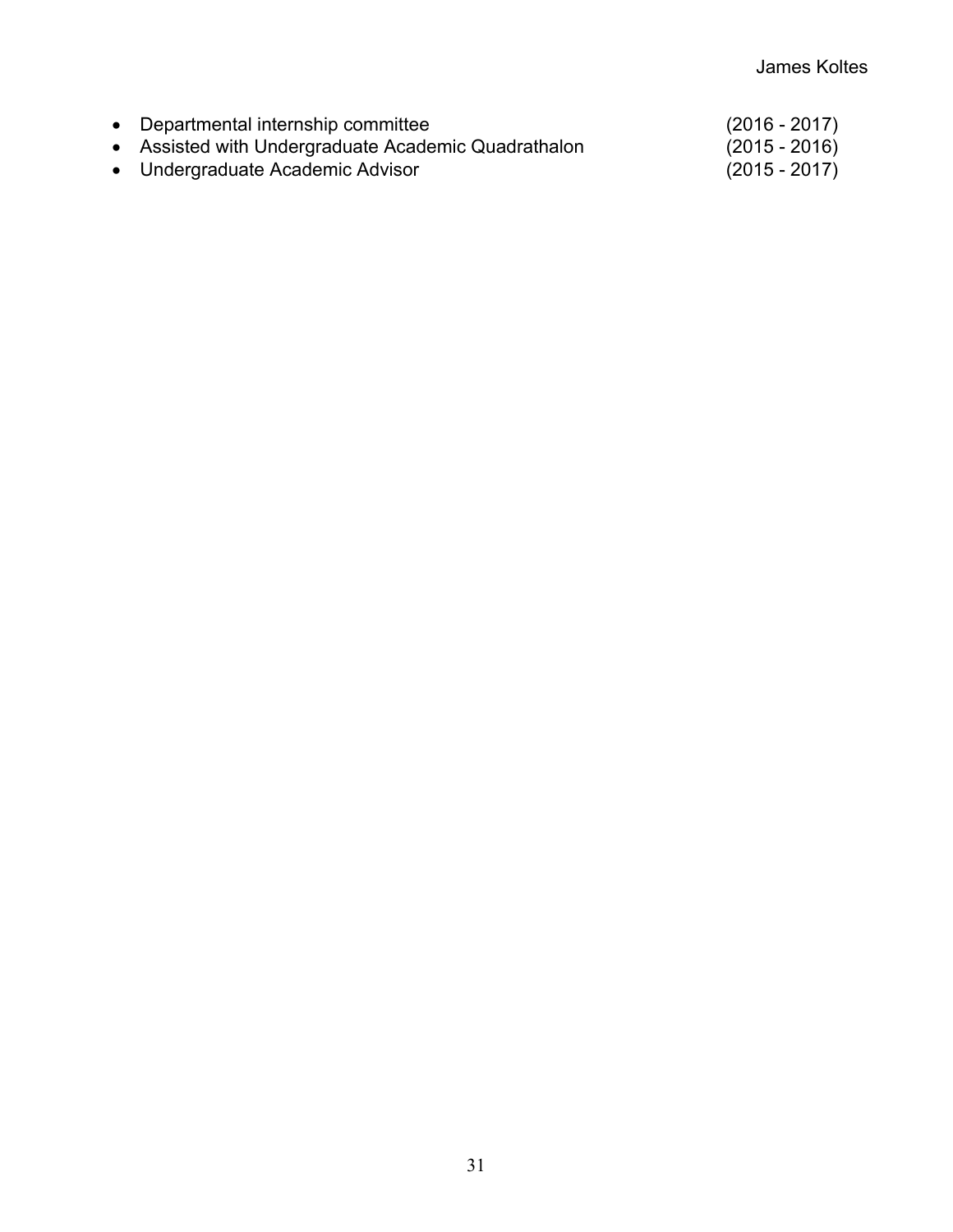- Departmental internship committee (2016 - 2017)
- Assisted with Undergraduate Academic Quadrathalon (2015 - 2016)
- Undergraduate Academic Advisor (2015 - 2017)